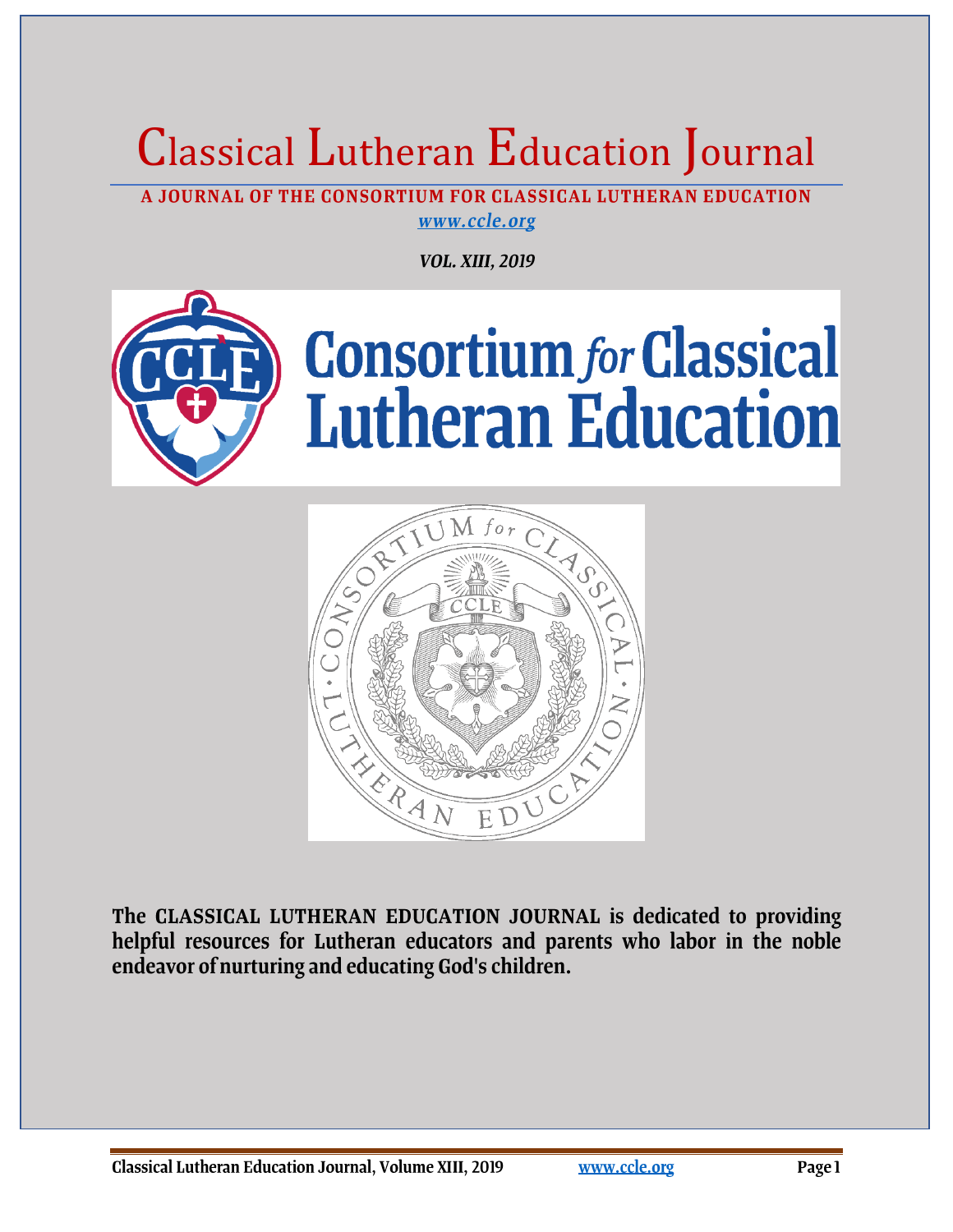# Classical Lutheran Education Journal

**A JOURNAL OF THE CONSORTIUM FOR CLASSICAL LUTHERAN EDUCATION**

*www.ccle.org*

***VOL. XIII, 2019***

**The CLASSICAL LUTHERAN EDUCATION JOURNAL is dedicated to providing helpful resources for Lutheran educators and parents who labor in the noble endeavor of nurturing and educating God's children.**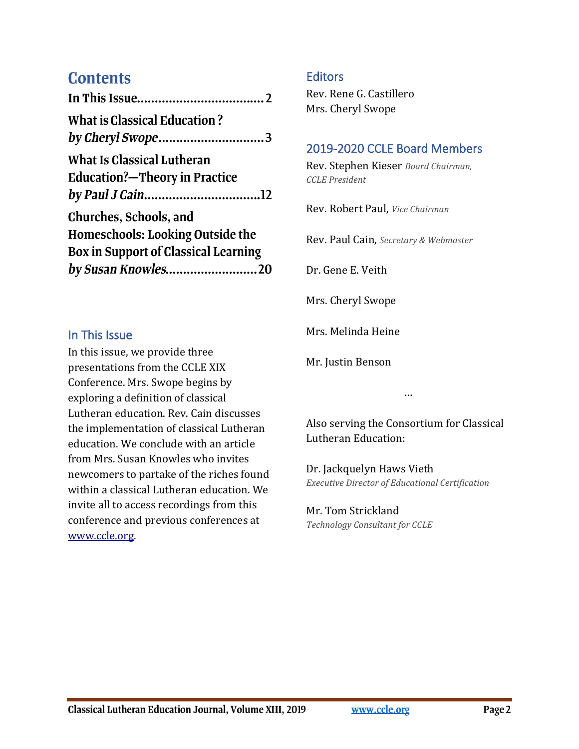## Contents

**In This Issue....................................2**

**What is Classical Education ?**
***by Cheryl Swope*..............................3**

**What Is Classical Lutheran Education?—Theory in Practice**
***by Paul J Cain*................................12**

**Churches, Schools, and Homeschools: Looking Outside the Box in Support of Classical Learning**
***by Susan Knowles*..........................20**

## In This Issue

In this issue, we provide three presentations from the CCLE XIX Conference. Mrs. Swope begins by exploring a definition of classical Lutheran education. Rev. Cain discusses the implementation of classical Lutheran education. We conclude with an article from Mrs. Susan Knowles who invites newcomers to partake of the riches found within a classical Lutheran education. We invite all to access recordings from this conference and previous conferences at www.ccle.org.

## Editors

Rev. Rene G. Castillero
Mrs. Cheryl Swope

## 2019-2020 CCLE Board Members

Rev. Stephen Kieser *Board Chairman, CCLE President*

Rev. Robert Paul, *Vice Chairman*

Rev. Paul Cain, *Secretary & Webmaster*

Dr. Gene E. Veith

Mrs. Cheryl Swope

Mrs. Melinda Heine

Mr. Justin Benson

…

Also serving the Consortium for Classical Lutheran Education:

Dr. Jackquelyn Haws Vieth
*Executive Director of Educational Certification*

Mr. Tom Strickland
*Technology Consultant for CCLE*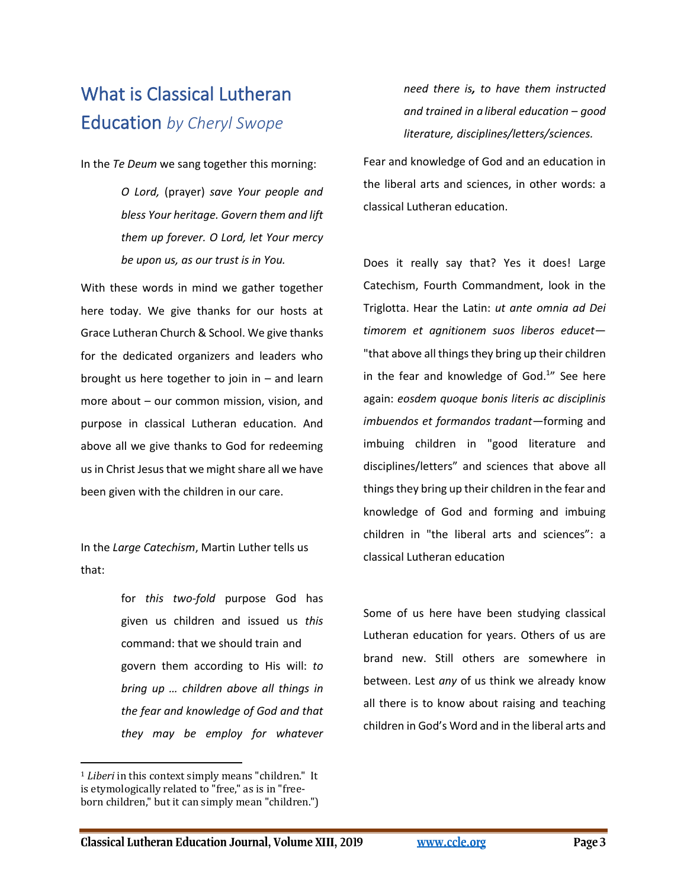# What is Classical Lutheran Education *by Cheryl Swope*

In the *Te Deum* we sang together this morning:

> *O Lord,* (prayer) *save Your people and bless Your heritage. Govern them and lift them up forever. O Lord, let Your mercy be upon us, as our trust is in You.*

With these words in mind we gather together here today. We give thanks for our hosts at Grace Lutheran Church & School. We give thanks for the dedicated organizers and leaders who brought us here together to join in – and learn more about – our common mission, vision, and purpose in classical Lutheran education. And above all we give thanks to God for redeeming us in Christ Jesus that we might share all we have been given with the children in our care.

In the *Large Catechism*, Martin Luther tells us that:

> for *this two-fold* purpose God has given us children and issued us *this* command: that we should train and govern them according to His will: *to bring up … children above all things in the fear and knowledge of God and that they may be employ for whatever need there is**,** to have them instructed and trained in a liberal education – good literature, disciplines/letters/sciences.*

Fear and knowledge of God and an education in the liberal arts and sciences, in other words: a classical Lutheran education.

Does it really say that? Yes it does! Large Catechism, Fourth Commandment, look in the Triglotta. Hear the Latin: *ut ante omnia ad Dei timorem et agnitionem suos liberos educet*—"that above all things they bring up their children in the fear and knowledge of God.[1]" See here again: *eosdem quoque bonis literis ac disciplinis imbuendos et formandos tradant*—forming and imbuing children in "good literature and disciplines/letters" and sciences that above all things they bring up their children in the fear and knowledge of God and forming and imbuing children in "the liberal arts and sciences": a classical Lutheran education

Some of us here have been studying classical Lutheran education for years. Others of us are brand new. Still others are somewhere in between. Lest *any* of us think we already know all there is to know about raising and teaching children in God's Word and in the liberal arts and

---

[1] *Liberi* in this context simply means "children." It is etymologically related to "free," as is in "free-born children," but it can simply mean "children.")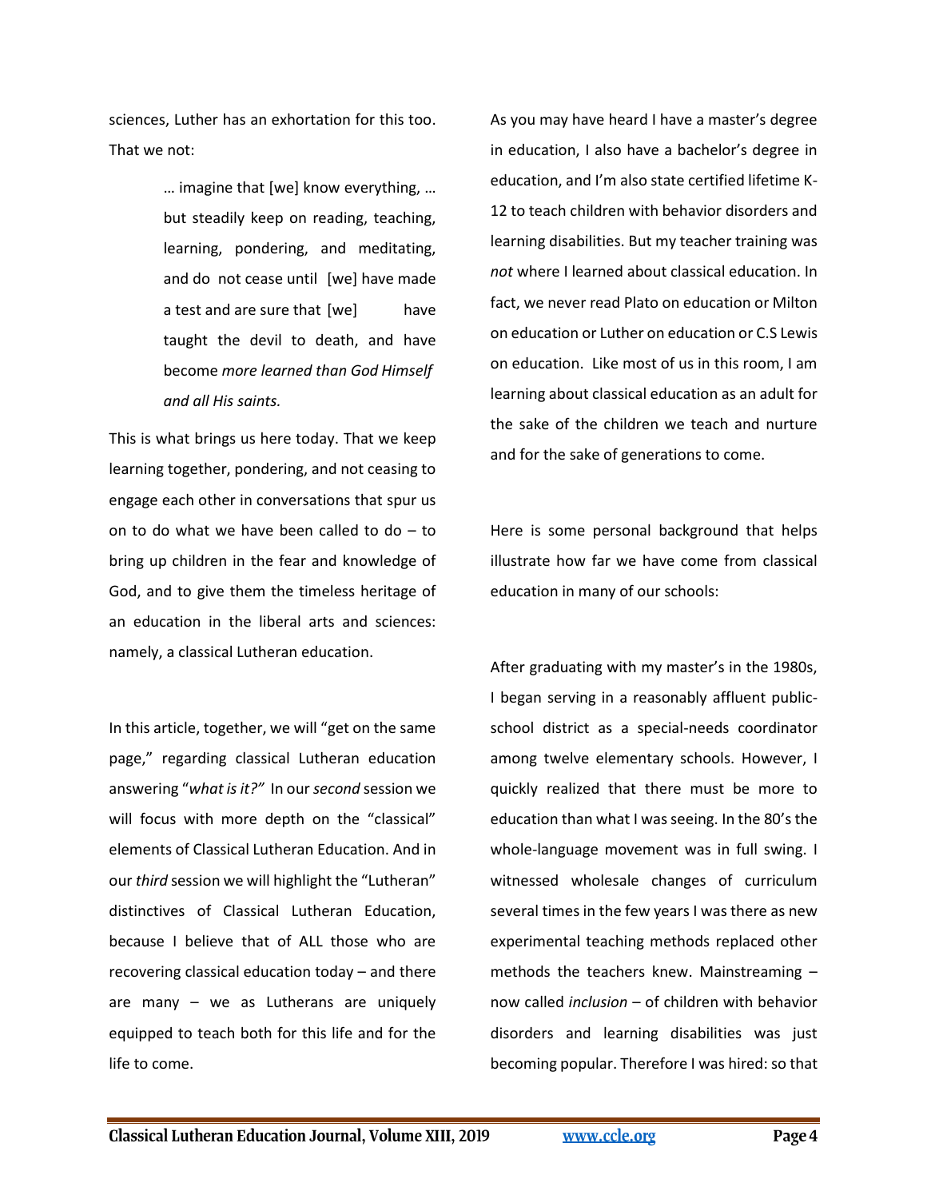sciences, Luther has an exhortation for this too. That we not:

> … imagine that [we] know everything, … but steadily keep on reading, teaching, learning, pondering, and meditating, and do not cease until [we] have made a test and are sure that [we] have taught the devil to death, and have become *more learned than God Himself and all His saints.*

This is what brings us here today. That we keep learning together, pondering, and not ceasing to engage each other in conversations that spur us on to do what we have been called to do – to bring up children in the fear and knowledge of God, and to give them the timeless heritage of an education in the liberal arts and sciences: namely, a classical Lutheran education.

In this article, together, we will "get on the same page," regarding classical Lutheran education answering "*what is it?*" In our *second* session we will focus with more depth on the "classical" elements of Classical Lutheran Education. And in our *third* session we will highlight the "Lutheran" distinctives of Classical Lutheran Education, because I believe that of ALL those who are recovering classical education today – and there are many – we as Lutherans are uniquely equipped to teach both for this life and for the life to come.

As you may have heard I have a master's degree in education, I also have a bachelor's degree in education, and I'm also state certified lifetime K-12 to teach children with behavior disorders and learning disabilities. But my teacher training was *not* where I learned about classical education. In fact, we never read Plato on education or Milton on education or Luther on education or C.S Lewis on education. Like most of us in this room, I am learning about classical education as an adult for the sake of the children we teach and nurture and for the sake of generations to come.

Here is some personal background that helps illustrate how far we have come from classical education in many of our schools:

After graduating with my master's in the 1980s, I began serving in a reasonably affluent public-school district as a special-needs coordinator among twelve elementary schools. However, I quickly realized that there must be more to education than what I was seeing. In the 80's the whole-language movement was in full swing. I witnessed wholesale changes of curriculum several times in the few years I was there as new experimental teaching methods replaced other methods the teachers knew. Mainstreaming – now called *inclusion* – of children with behavior disorders and learning disabilities was just becoming popular. Therefore I was hired: so that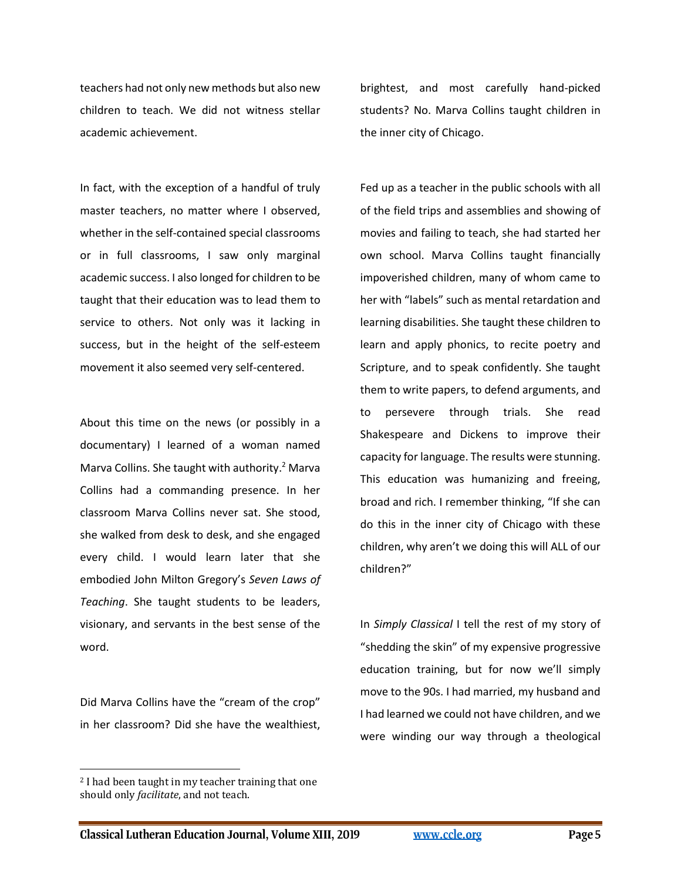teachers had not only new methods but also new children to teach. We did not witness stellar academic achievement.

In fact, with the exception of a handful of truly master teachers, no matter where I observed, whether in the self-contained special classrooms or in full classrooms, I saw only marginal academic success. I also longed for children to be taught that their education was to lead them to service to others. Not only was it lacking in success, but in the height of the self-esteem movement it also seemed very self-centered.

About this time on the news (or possibly in a documentary) I learned of a woman named Marva Collins. She taught with authority.[2] Marva Collins had a commanding presence. In her classroom Marva Collins never sat. She stood, she walked from desk to desk, and she engaged every child. I would learn later that she embodied John Milton Gregory's *Seven Laws of Teaching*. She taught students to be leaders, visionary, and servants in the best sense of the word.

Did Marva Collins have the "cream of the crop" in her classroom? Did she have the wealthiest, brightest, and most carefully hand-picked students? No. Marva Collins taught children in the inner city of Chicago.

Fed up as a teacher in the public schools with all of the field trips and assemblies and showing of movies and failing to teach, she had started her own school. Marva Collins taught financially impoverished children, many of whom came to her with "labels" such as mental retardation and learning disabilities. She taught these children to learn and apply phonics, to recite poetry and Scripture, and to speak confidently. She taught them to write papers, to defend arguments, and to persevere through trials. She read Shakespeare and Dickens to improve their capacity for language. The results were stunning. This education was humanizing and freeing, broad and rich. I remember thinking, "If she can do this in the inner city of Chicago with these children, why aren't we doing this will ALL of our children?"

In *Simply Classical* I tell the rest of my story of "shedding the skin" of my expensive progressive education training, but for now we'll simply move to the 90s. I had married, my husband and I had learned we could not have children, and we were winding our way through a theological

[2] I had been taught in my teacher training that one should only *facilitate*, and not teach.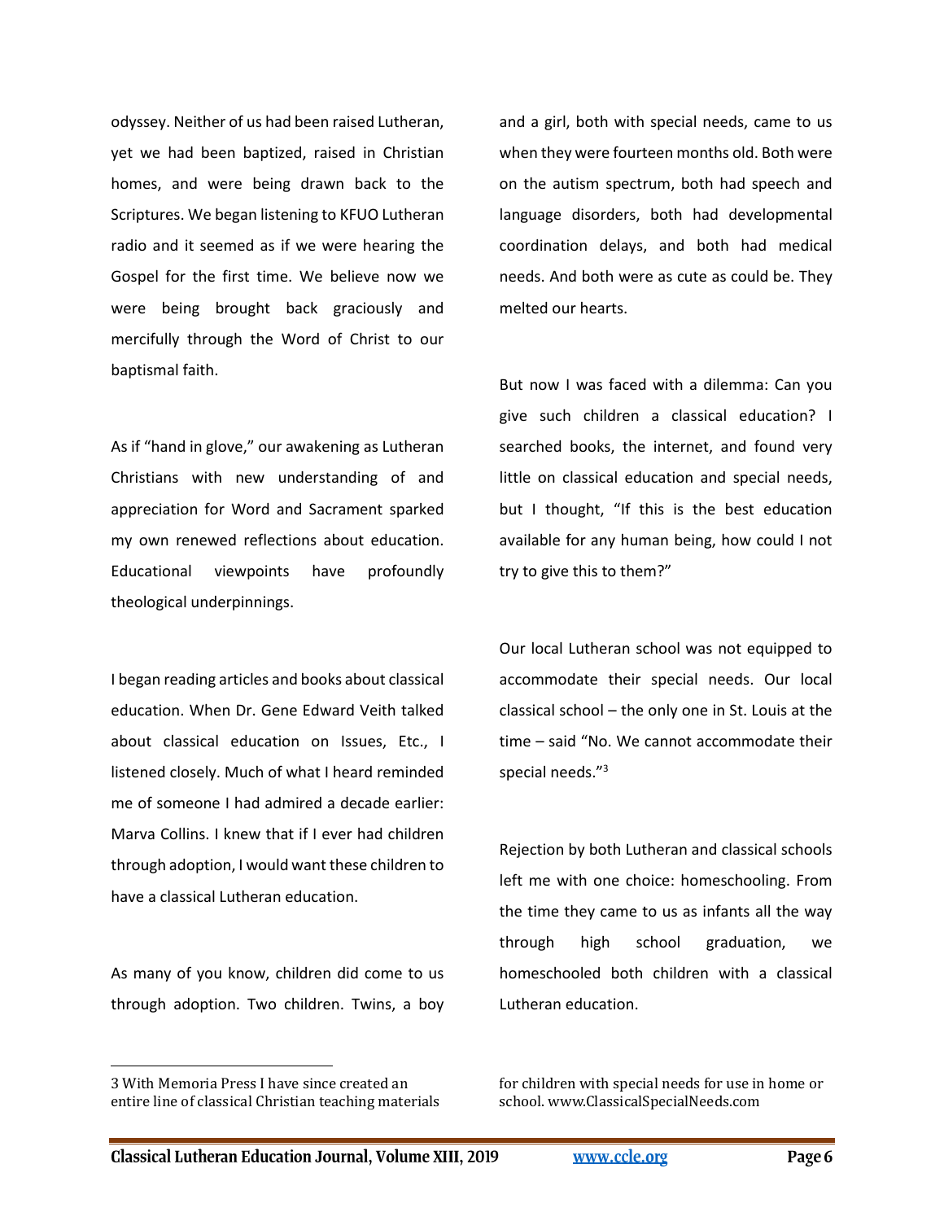odyssey. Neither of us had been raised Lutheran, yet we had been baptized, raised in Christian homes, and were being drawn back to the Scriptures. We began listening to KFUO Lutheran radio and it seemed as if we were hearing the Gospel for the first time. We believe now we were being brought back graciously and mercifully through the Word of Christ to our baptismal faith.

As if "hand in glove," our awakening as Lutheran Christians with new understanding of and appreciation for Word and Sacrament sparked my own renewed reflections about education. Educational viewpoints have profoundly theological underpinnings.

I began reading articles and books about classical education. When Dr. Gene Edward Veith talked about classical education on Issues, Etc., I listened closely. Much of what I heard reminded me of someone I had admired a decade earlier: Marva Collins. I knew that if I ever had children through adoption, I would want these children to have a classical Lutheran education.

As many of you know, children did come to us through adoption. Two children. Twins, a boy and a girl, both with special needs, came to us when they were fourteen months old. Both were on the autism spectrum, both had speech and language disorders, both had developmental coordination delays, and both had medical needs. And both were as cute as could be. They melted our hearts.

But now I was faced with a dilemma: Can you give such children a classical education? I searched books, the internet, and found very little on classical education and special needs, but I thought, "If this is the best education available for any human being, how could I not try to give this to them?"

Our local Lutheran school was not equipped to accommodate their special needs. Our local classical school – the only one in St. Louis at the time – said "No. We cannot accommodate their special needs."[3]

Rejection by both Lutheran and classical schools left me with one choice: homeschooling. From the time they came to us as infants all the way through high school graduation, we homeschooled both children with a classical Lutheran education.

---

3 With Memoria Press I have since created an entire line of classical Christian teaching materials for children with special needs for use in home or school. www.ClassicalSpecialNeeds.com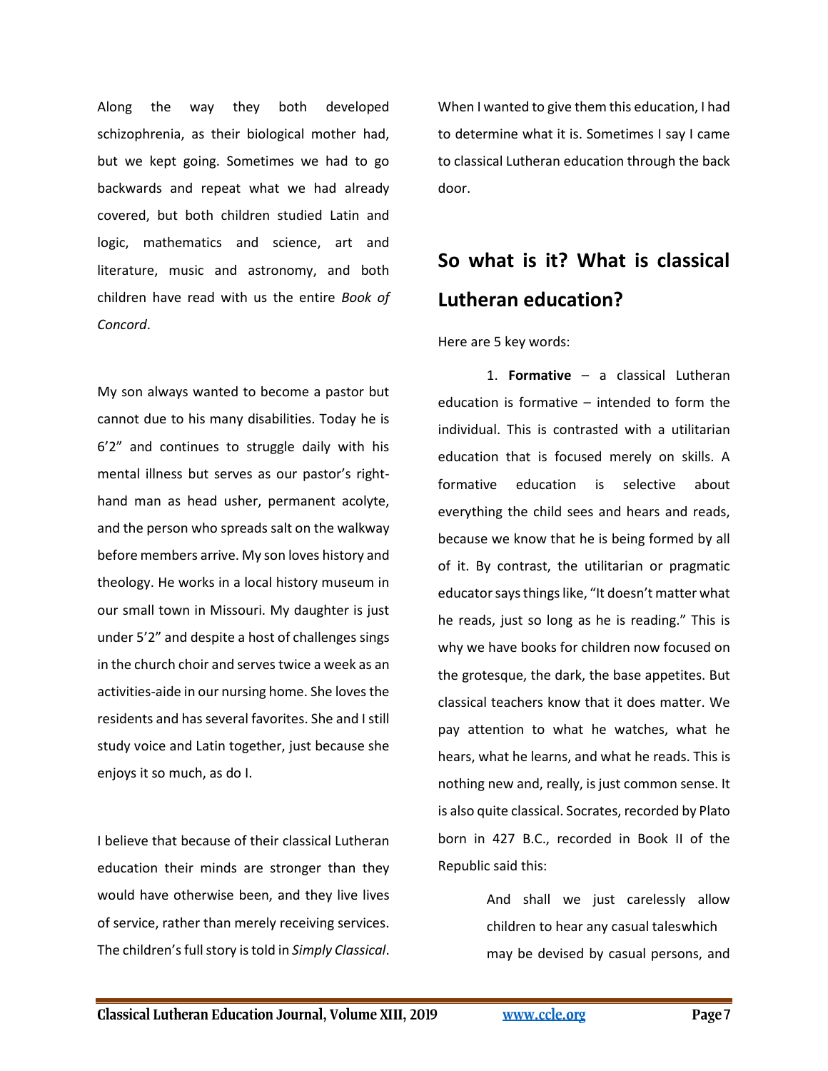Along the way they both developed schizophrenia, as their biological mother had, but we kept going. Sometimes we had to go backwards and repeat what we had already covered, but both children studied Latin and logic, mathematics and science, art and literature, music and astronomy, and both children have read with us the entire *Book of Concord*.

My son always wanted to become a pastor but cannot due to his many disabilities. Today he is 6’2” and continues to struggle daily with his mental illness but serves as our pastor’s right-hand man as head usher, permanent acolyte, and the person who spreads salt on the walkway before members arrive. My son loves history and theology. He works in a local history museum in our small town in Missouri. My daughter is just under 5’2” and despite a host of challenges sings in the church choir and serves twice a week as an activities-aide in our nursing home. She loves the residents and has several favorites. She and I still study voice and Latin together, just because she enjoys it so much, as do I.

I believe that because of their classical Lutheran education their minds are stronger than they would have otherwise been, and they live lives of service, rather than merely receiving services. The children’s full story is told in *Simply Classical*. When I wanted to give them this education, I had to determine what it is. Sometimes I say I came to classical Lutheran education through the back door.

## So what is it? What is classical Lutheran education?

Here are 5 key words:

1. **Formative** – a classical Lutheran education is formative – intended to form the individual. This is contrasted with a utilitarian education that is focused merely on skills. A formative education is selective about everything the child sees and hears and reads, because we know that he is being formed by all of it. By contrast, the utilitarian or pragmatic educator says things like, “It doesn’t matter what he reads, just so long as he is reading.” This is why we have books for children now focused on the grotesque, the dark, the base appetites. But classical teachers know that it does matter. We pay attention to what he watches, what he hears, what he learns, and what he reads. This is nothing new and, really, is just common sense. It is also quite classical. Socrates, recorded by Plato born in 427 B.C., recorded in Book II of the Republic said this:

> And shall we just carelessly allow children to hear any casual taleswhich may be devised by casual persons, and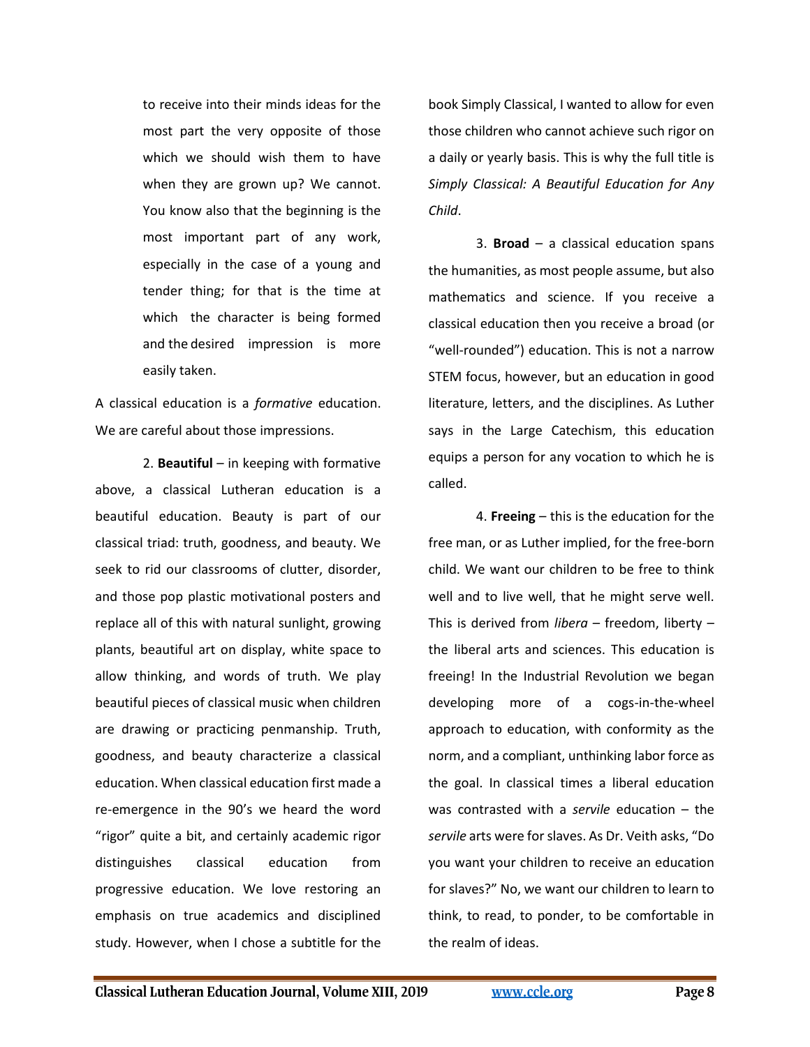> to receive into their minds ideas for the most part the very opposite of those which we should wish them to have when they are grown up? We cannot. You know also that the beginning is the most important part of any work, especially in the case of a young and tender thing; for that is the time at which the character is being formed and the desired impression is more easily taken.

A classical education is a *formative* education. We are careful about those impressions.

2. **Beautiful** – in keeping with formative above, a classical Lutheran education is a beautiful education. Beauty is part of our classical triad: truth, goodness, and beauty. We seek to rid our classrooms of clutter, disorder, and those pop plastic motivational posters and replace all of this with natural sunlight, growing plants, beautiful art on display, white space to allow thinking, and words of truth. We play beautiful pieces of classical music when children are drawing or practicing penmanship. Truth, goodness, and beauty characterize a classical education. When classical education first made a re-emergence in the 90's we heard the word "rigor" quite a bit, and certainly academic rigor distinguishes classical education from progressive education. We love restoring an emphasis on true academics and disciplined study. However, when I chose a subtitle for the book Simply Classical, I wanted to allow for even those children who cannot achieve such rigor on a daily or yearly basis. This is why the full title is *Simply Classical: A Beautiful Education for Any Child*.

3. **Broad** – a classical education spans the humanities, as most people assume, but also mathematics and science. If you receive a classical education then you receive a broad (or "well-rounded") education. This is not a narrow STEM focus, however, but an education in good literature, letters, and the disciplines. As Luther says in the Large Catechism, this education equips a person for any vocation to which he is called.

4. **Freeing** – this is the education for the free man, or as Luther implied, for the free-born child. We want our children to be free to think well and to live well, that he might serve well. This is derived from *libera* – freedom, liberty – the liberal arts and sciences. This education is freeing! In the Industrial Revolution we began developing more of a cogs-in-the-wheel approach to education, with conformity as the norm, and a compliant, unthinking labor force as the goal. In classical times a liberal education was contrasted with a *servile* education – the *servile* arts were for slaves. As Dr. Veith asks, "Do you want your children to receive an education for slaves?" No, we want our children to learn to think, to read, to ponder, to be comfortable in the realm of ideas.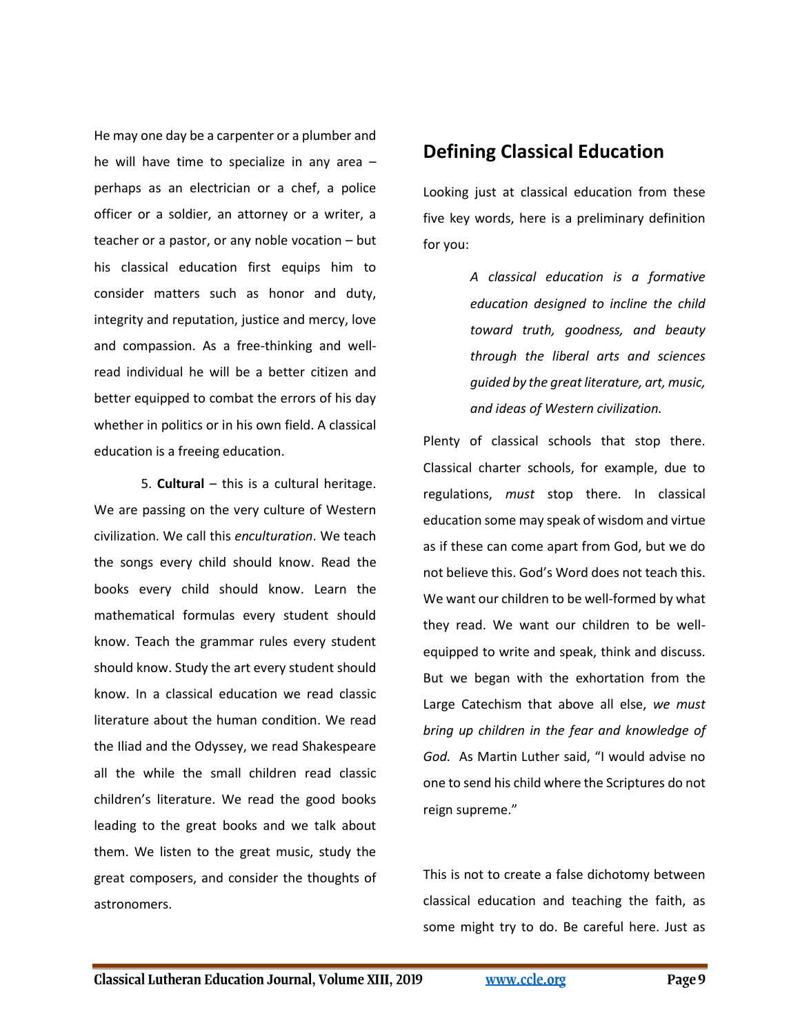He may one day be a carpenter or a plumber and he will have time to specialize in any area – perhaps as an electrician or a chef, a police officer or a soldier, an attorney or a writer, a teacher or a pastor, or any noble vocation – but his classical education first equips him to consider matters such as honor and duty, integrity and reputation, justice and mercy, love and compassion. As a free-thinking and well-read individual he will be a better citizen and better equipped to combat the errors of his day whether in politics or in his own field. A classical education is a freeing education.

5. **Cultural** – this is a cultural heritage. We are passing on the very culture of Western civilization. We call this *enculturation*. We teach the songs every child should know. Read the books every child should know. Learn the mathematical formulas every student should know. Teach the grammar rules every student should know. Study the art every student should know. In a classical education we read classic literature about the human condition. We read the Iliad and the Odyssey, we read Shakespeare all the while the small children read classic children's literature. We read the good books leading to the great books and we talk about them. We listen to the great music, study the great composers, and consider the thoughts of astronomers.

## Defining Classical Education

Looking just at classical education from these five key words, here is a preliminary definition for you:

> *A classical education is a formative education designed to incline the child toward truth, goodness, and beauty through the liberal arts and sciences guided by the great literature, art, music, and ideas of Western civilization.*

Plenty of classical schools that stop there. Classical charter schools, for example, due to regulations, *must* stop there. In classical education some may speak of wisdom and virtue as if these can come apart from God, but we do not believe this. God's Word does not teach this. We want our children to be well-formed by what they read. We want our children to be well-equipped to write and speak, think and discuss. But we began with the exhortation from the Large Catechism that above all else, *we must bring up children in the fear and knowledge of God.* As Martin Luther said, "I would advise no one to send his child where the Scriptures do not reign supreme."

This is not to create a false dichotomy between classical education and teaching the faith, as some might try to do. Be careful here. Just as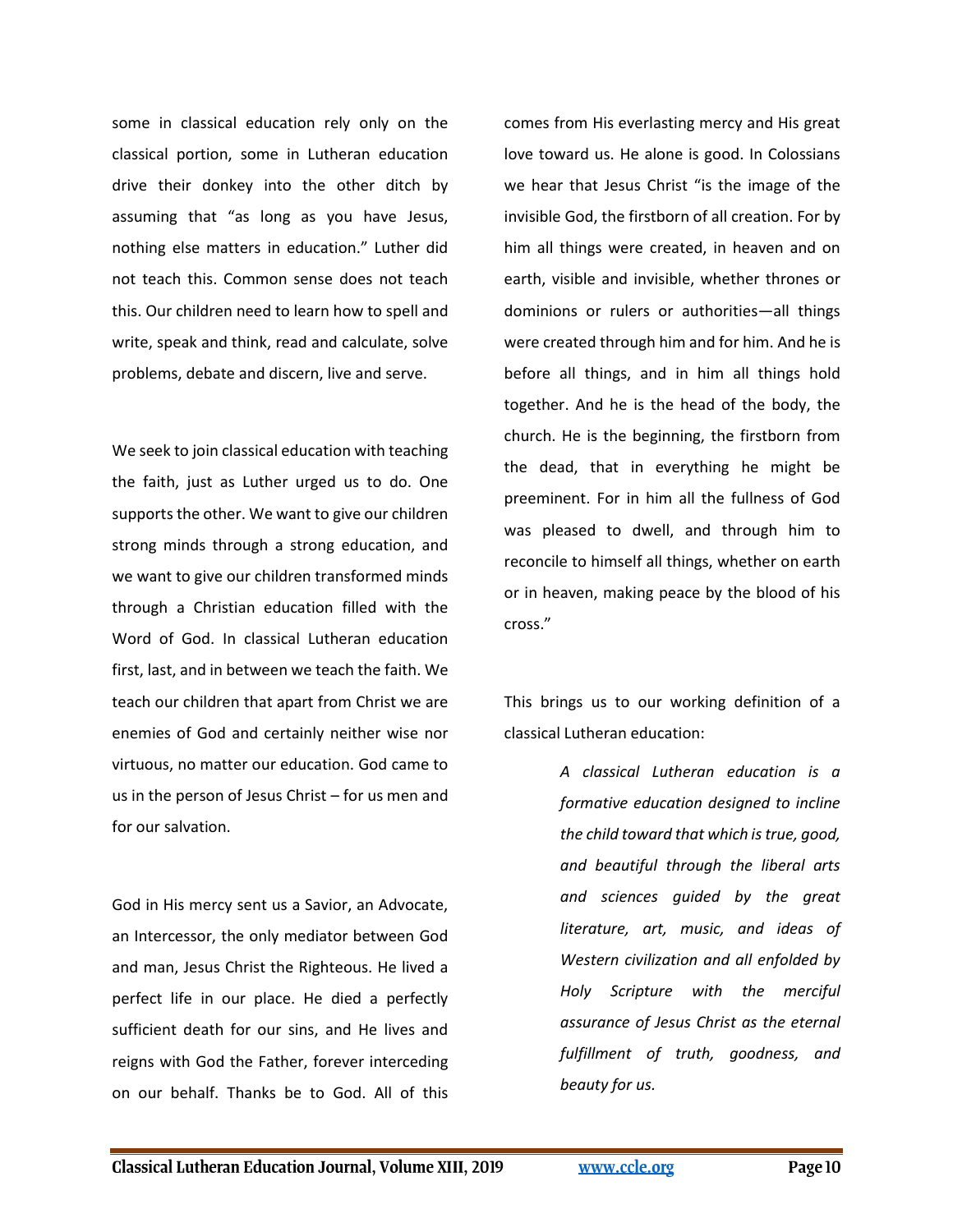some in classical education rely only on the classical portion, some in Lutheran education drive their donkey into the other ditch by assuming that "as long as you have Jesus, nothing else matters in education." Luther did not teach this. Common sense does not teach this. Our children need to learn how to spell and write, speak and think, read and calculate, solve problems, debate and discern, live and serve.

We seek to join classical education with teaching the faith, just as Luther urged us to do. One supports the other. We want to give our children strong minds through a strong education, and we want to give our children transformed minds through a Christian education filled with the Word of God. In classical Lutheran education first, last, and in between we teach the faith. We teach our children that apart from Christ we are enemies of God and certainly neither wise nor virtuous, no matter our education. God came to us in the person of Jesus Christ – for us men and for our salvation.

God in His mercy sent us a Savior, an Advocate, an Intercessor, the only mediator between God and man, Jesus Christ the Righteous. He lived a perfect life in our place. He died a perfectly sufficient death for our sins, and He lives and reigns with God the Father, forever interceding on our behalf. Thanks be to God. All of this comes from His everlasting mercy and His great love toward us. He alone is good. In Colossians we hear that Jesus Christ "is the image of the invisible God, the firstborn of all creation. For by him all things were created, in heaven and on earth, visible and invisible, whether thrones or dominions or rulers or authorities—all things were created through him and for him. And he is before all things, and in him all things hold together. And he is the head of the body, the church. He is the beginning, the firstborn from the dead, that in everything he might be preeminent. For in him all the fullness of God was pleased to dwell, and through him to reconcile to himself all things, whether on earth or in heaven, making peace by the blood of his cross."

This brings us to our working definition of a classical Lutheran education:

> *A classical Lutheran education is a formative education designed to incline the child toward that which is true, good, and beautiful through the liberal arts and sciences guided by the great literature, art, music, and ideas of Western civilization and all enfolded by Holy Scripture with the merciful assurance of Jesus Christ as the eternal fulfillment of truth, goodness, and beauty for us.*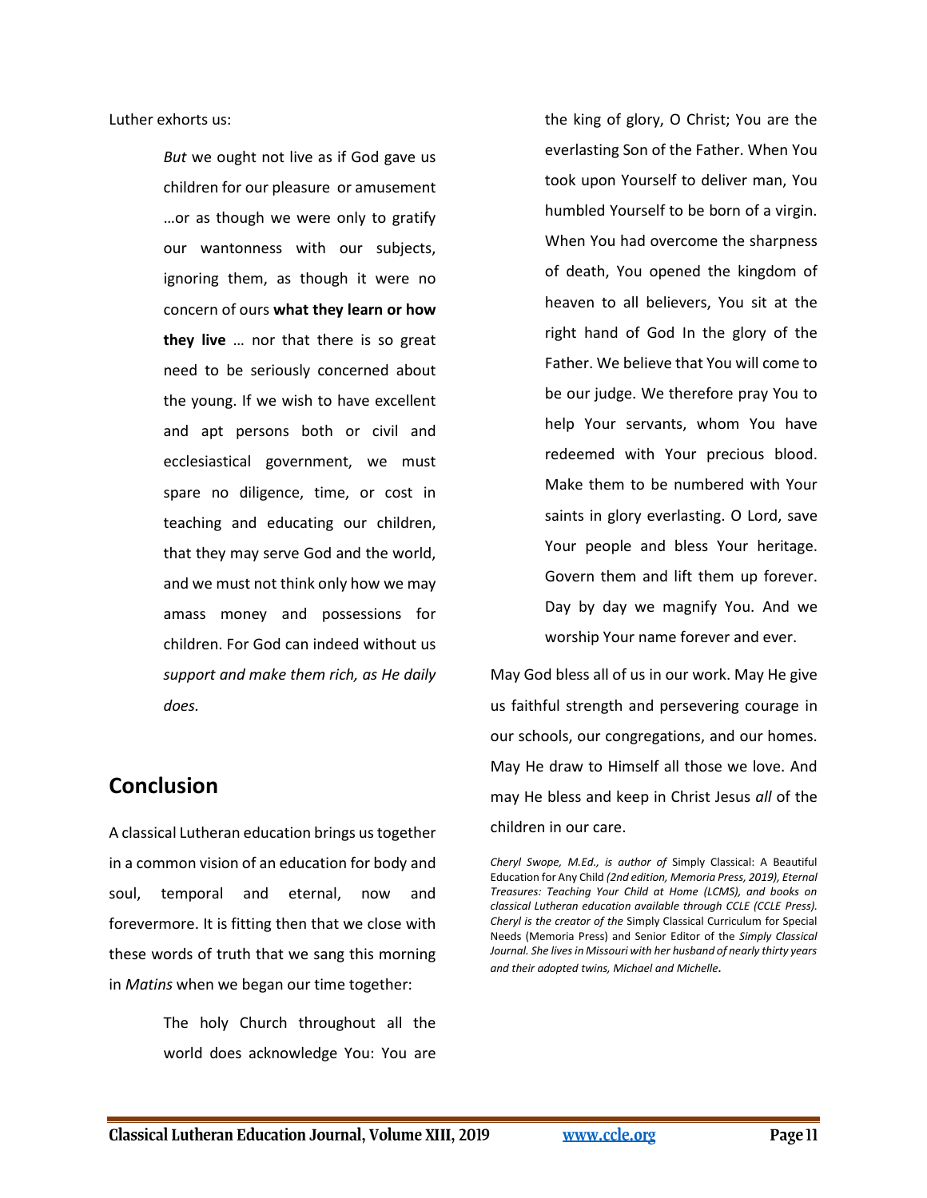Luther exhorts us:

> *But* we ought not live as if God gave us children for our pleasure or amusement …or as though we were only to gratify our wantonness with our subjects, ignoring them, as though it were no concern of ours **what they learn or how they live** … nor that there is so great need to be seriously concerned about the young. If we wish to have excellent and apt persons both or civil and ecclesiastical government, we must spare no diligence, time, or cost in teaching and educating our children, that they may serve God and the world, and we must not think only how we may amass money and possessions for children. For God can indeed without us *support and make them rich, as He daily does.*

## Conclusion

A classical Lutheran education brings us together in a common vision of an education for body and soul, temporal and eternal, now and forevermore. It is fitting then that we close with these words of truth that we sang this morning in *Matins* when we began our time together:

> The holy Church throughout all the world does acknowledge You: You are the king of glory, O Christ; You are the everlasting Son of the Father. When You took upon Yourself to deliver man, You humbled Yourself to be born of a virgin. When You had overcome the sharpness of death, You opened the kingdom of heaven to all believers, You sit at the right hand of God In the glory of the Father. We believe that You will come to be our judge. We therefore pray You to help Your servants, whom You have redeemed with Your precious blood. Make them to be numbered with Your saints in glory everlasting. O Lord, save Your people and bless Your heritage. Govern them and lift them up forever. Day by day we magnify You. And we worship Your name forever and ever.

May God bless all of us in our work. May He give us faithful strength and persevering courage in our schools, our congregations, and our homes. May He draw to Himself all those we love. And may He bless and keep in Christ Jesus *all* of the children in our care.

*Cheryl Swope, M.Ed., is author of* Simply Classical: A Beautiful Education for Any Child *(2nd edition, Memoria Press, 2019), Eternal Treasures: Teaching Your Child at Home (LCMS), and books on classical Lutheran education available through CCLE (CCLE Press). Cheryl is the creator of the* Simply Classical Curriculum for Special Needs (Memoria Press) and Senior Editor of the *Simply Classical Journal. She lives in Missouri with her husband of nearly thirty years and their adopted twins, Michael and Michelle.*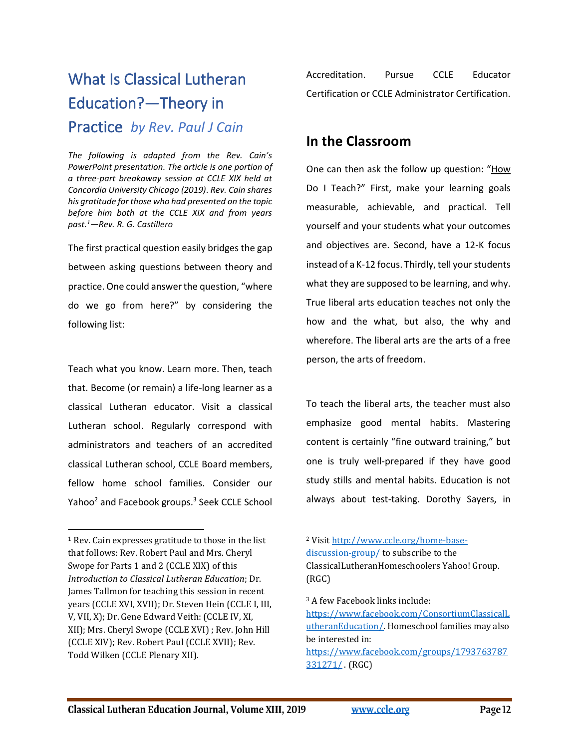# What Is Classical Lutheran Education?—Theory in Practice *by Rev. Paul J Cain*

*The following is adapted from the Rev. Cain's PowerPoint presentation. The article is one portion of a three-part breakaway session at CCLE XIX held at Concordia University Chicago (2019). Rev. Cain shares his gratitude for those who had presented on the topic before him both at the CCLE XIX and from years past.[1]—Rev. R. G. Castillero*

The first practical question easily bridges the gap between asking questions between theory and practice. One could answer the question, "where do we go from here?" by considering the following list:

Teach what you know. Learn more. Then, teach that. Become (or remain) a life-long learner as a classical Lutheran educator. Visit a classical Lutheran school. Regularly correspond with administrators and teachers of an accredited classical Lutheran school, CCLE Board members, fellow home school families. Consider our Yahoo[2] and Facebook groups.[3] Seek CCLE School Accreditation. Pursue CCLE Educator Certification or CCLE Administrator Certification.

## In the Classroom

One can then ask the follow up question: "How Do I Teach?" First, make your learning goals measurable, achievable, and practical. Tell yourself and your students what your outcomes and objectives are. Second, have a 12-K focus instead of a K-12 focus. Thirdly, tell your students what they are supposed to be learning, and why. True liberal arts education teaches not only the how and the what, but also, the why and wherefore. The liberal arts are the arts of a free person, the arts of freedom.

To teach the liberal arts, the teacher must also emphasize good mental habits. Mastering content is certainly "fine outward training," but one is truly well-prepared if they have good study stills and mental habits. Education is not always about test-taking. Dorothy Sayers, in

---

[1] Rev. Cain expresses gratitude to those in the list that follows: Rev. Robert Paul and Mrs. Cheryl Swope for Parts 1 and 2 (CCLE XIX) of this *Introduction to Classical Lutheran Education*; Dr. James Tallmon for teaching this session in recent years (CCLE XVI, XVII); Dr. Steven Hein (CCLE I, III, V, VII, X); Dr. Gene Edward Veith: (CCLE IV, XI, XII); Mrs. Cheryl Swope (CCLE XVI) ; Rev. John Hill (CCLE XIV); Rev. Robert Paul (CCLE XVII); Rev. Todd Wilken (CCLE Plenary XII).

[2] Visit http://www.ccle.org/home-base-discussion-group/ to subscribe to the ClassicalLutheranHomeschoolers Yahoo! Group. (RGC)

[3] A few Facebook links include: https://www.facebook.com/ConsortiumClassicalLutheranEducation/. Homeschool families may also be interested in: https://www.facebook.com/groups/1793763787331271/ . (RGC)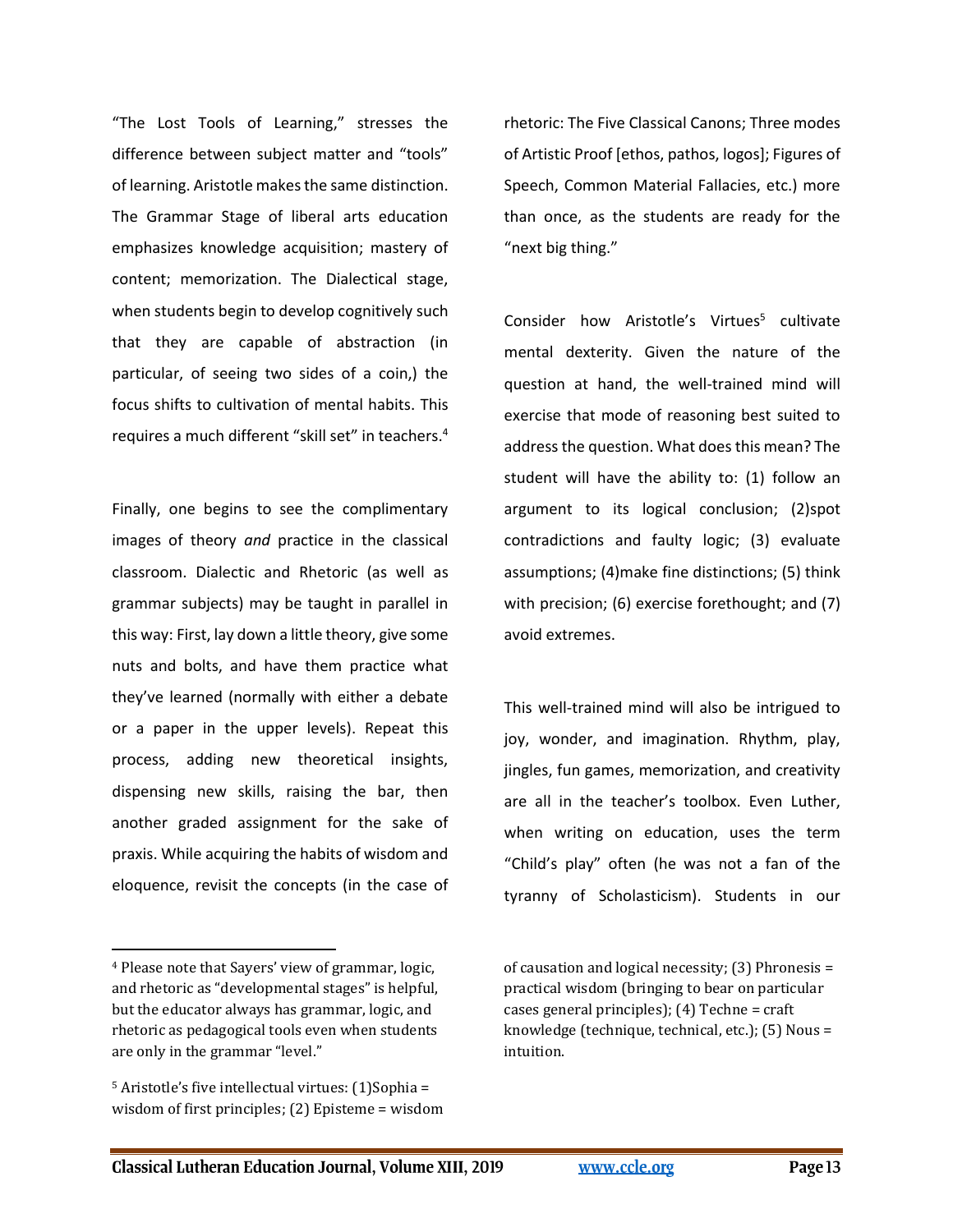"The Lost Tools of Learning," stresses the difference between subject matter and "tools" of learning. Aristotle makes the same distinction. The Grammar Stage of liberal arts education emphasizes knowledge acquisition; mastery of content; memorization. The Dialectical stage, when students begin to develop cognitively such that they are capable of abstraction (in particular, of seeing two sides of a coin,) the focus shifts to cultivation of mental habits. This requires a much different "skill set" in teachers.[4]

Finally, one begins to see the complimentary images of theory *and* practice in the classical classroom. Dialectic and Rhetoric (as well as grammar subjects) may be taught in parallel in this way: First, lay down a little theory, give some nuts and bolts, and have them practice what they've learned (normally with either a debate or a paper in the upper levels). Repeat this process, adding new theoretical insights, dispensing new skills, raising the bar, then another graded assignment for the sake of praxis. While acquiring the habits of wisdom and eloquence, revisit the concepts (in the case of rhetoric: The Five Classical Canons; Three modes of Artistic Proof [ethos, pathos, logos]; Figures of Speech, Common Material Fallacies, etc.) more than once, as the students are ready for the "next big thing."

Consider how Aristotle's Virtues[5] cultivate mental dexterity. Given the nature of the question at hand, the well-trained mind will exercise that mode of reasoning best suited to address the question. What does this mean? The student will have the ability to: (1) follow an argument to its logical conclusion; (2)spot contradictions and faulty logic; (3) evaluate assumptions; (4)make fine distinctions; (5) think with precision; (6) exercise forethought; and (7) avoid extremes.

This well-trained mind will also be intrigued to joy, wonder, and imagination. Rhythm, play, jingles, fun games, memorization, and creativity are all in the teacher's toolbox. Even Luther, when writing on education, uses the term "Child's play" often (he was not a fan of the tyranny of Scholasticism). Students in our

---

[4] Please note that Sayers' view of grammar, logic, and rhetoric as "developmental stages" is helpful, but the educator always has grammar, logic, and rhetoric as pedagogical tools even when students are only in the grammar "level."

[5] Aristotle's five intellectual virtues: (1)Sophia = wisdom of first principles; (2) Episteme = wisdom of causation and logical necessity; (3) Phronesis = practical wisdom (bringing to bear on particular cases general principles); (4) Techne = craft knowledge (technique, technical, etc.); (5) Nous = intuition.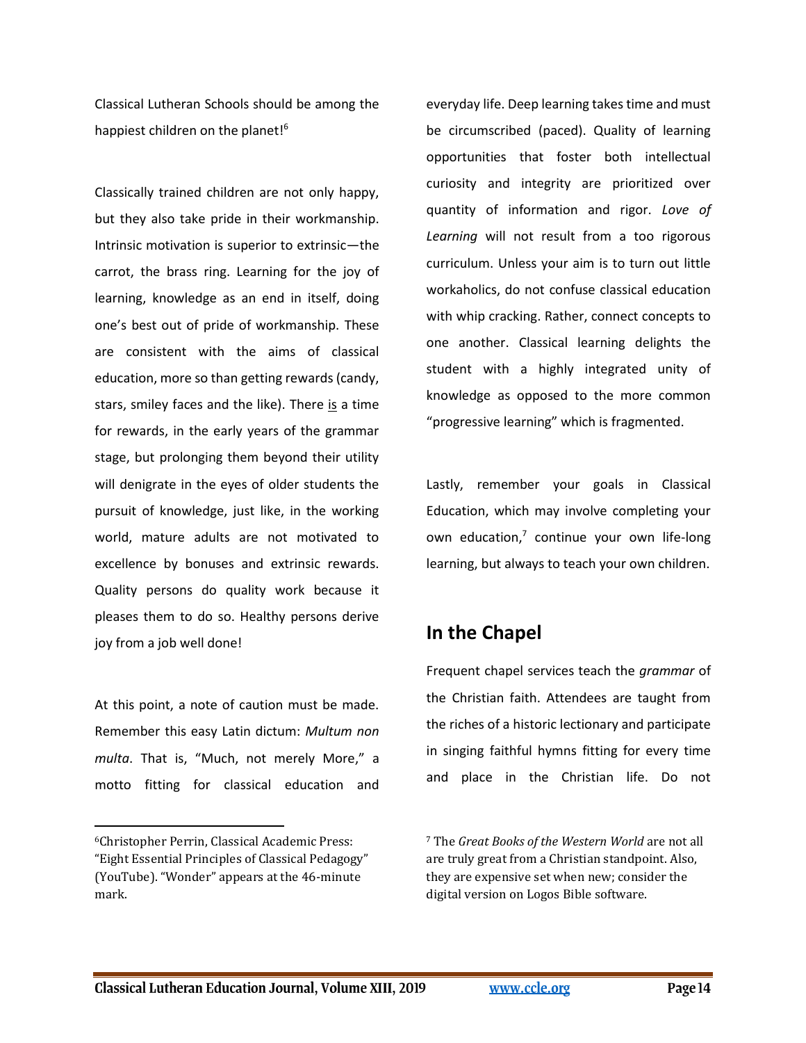Classical Lutheran Schools should be among the happiest children on the planet![6]

Classically trained children are not only happy, but they also take pride in their workmanship. Intrinsic motivation is superior to extrinsic—the carrot, the brass ring. Learning for the joy of learning, knowledge as an end in itself, doing one's best out of pride of workmanship. These are consistent with the aims of classical education, more so than getting rewards (candy, stars, smiley faces and the like). There is a time for rewards, in the early years of the grammar stage, but prolonging them beyond their utility will denigrate in the eyes of older students the pursuit of knowledge, just like, in the working world, mature adults are not motivated to excellence by bonuses and extrinsic rewards. Quality persons do quality work because it pleases them to do so. Healthy persons derive joy from a job well done!

At this point, a note of caution must be made. Remember this easy Latin dictum: *Multum non multa*. That is, "Much, not merely More," a motto fitting for classical education and everyday life. Deep learning takes time and must be circumscribed (paced). Quality of learning opportunities that foster both intellectual curiosity and integrity are prioritized over quantity of information and rigor. *Love of Learning* will not result from a too rigorous curriculum. Unless your aim is to turn out little workaholics, do not confuse classical education with whip cracking. Rather, connect concepts to one another. Classical learning delights the student with a highly integrated unity of knowledge as opposed to the more common "progressive learning" which is fragmented.

Lastly, remember your goals in Classical Education, which may involve completing your own education,[7] continue your own life-long learning, but always to teach your own children.

## In the Chapel

Frequent chapel services teach the *grammar* of the Christian faith. Attendees are taught from the riches of a historic lectionary and participate in singing faithful hymns fitting for every time and place in the Christian life. Do not

[6] Christopher Perrin, Classical Academic Press: "Eight Essential Principles of Classical Pedagogy" (YouTube). "Wonder" appears at the 46-minute mark.

[7] The *Great Books of the Western World* are not all are truly great from a Christian standpoint. Also, they are expensive set when new; consider the digital version on Logos Bible software.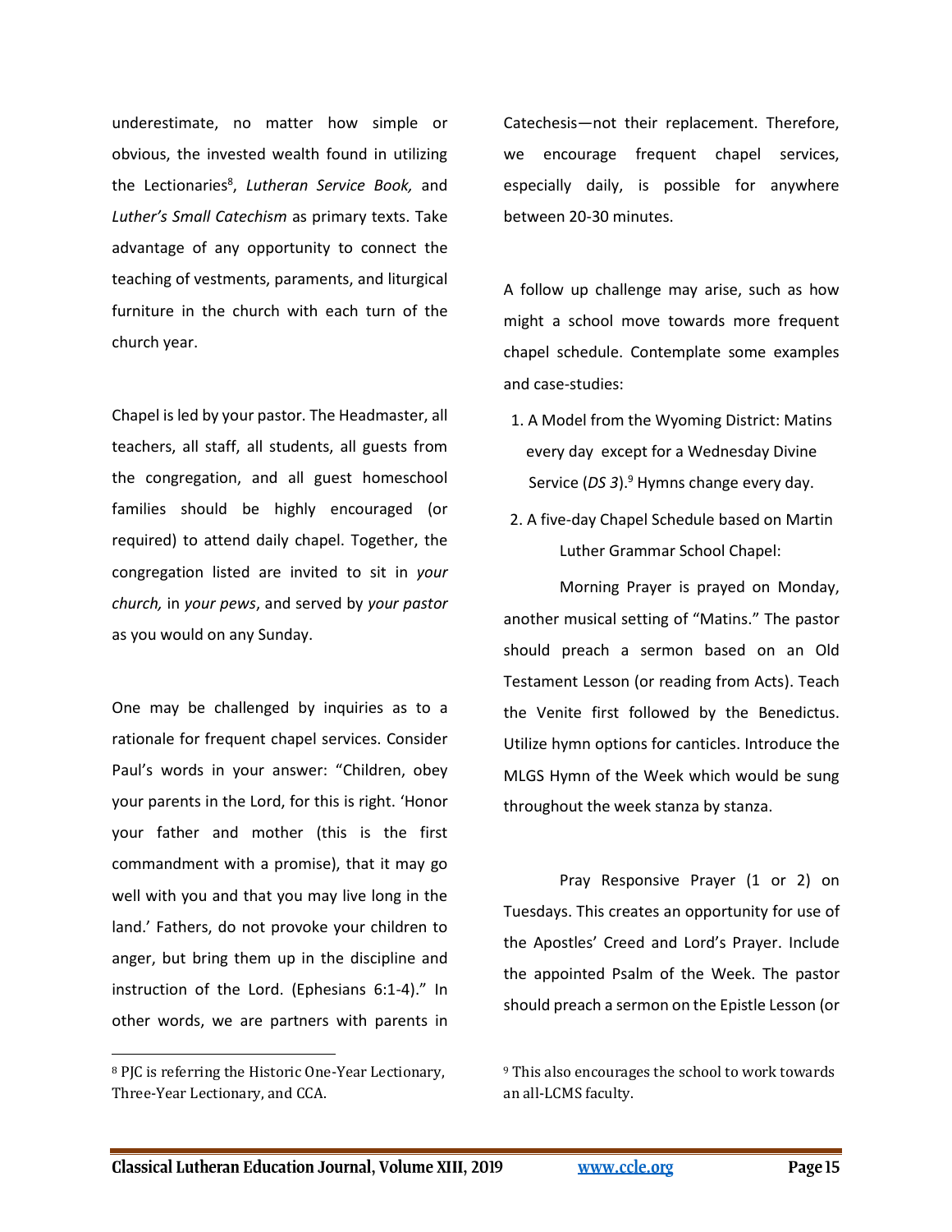underestimate, no matter how simple or obvious, the invested wealth found in utilizing the Lectionaries[8], *Lutheran Service Book,* and *Luther's Small Catechism* as primary texts. Take advantage of any opportunity to connect the teaching of vestments, paraments, and liturgical furniture in the church with each turn of the church year.

Chapel is led by your pastor. The Headmaster, all teachers, all staff, all students, all guests from the congregation, and all guest homeschool families should be highly encouraged (or required) to attend daily chapel. Together, the congregation listed are invited to sit in *your church,* in *your pews*, and served by *your pastor* as you would on any Sunday.

One may be challenged by inquiries as to a rationale for frequent chapel services. Consider Paul's words in your answer: "Children, obey your parents in the Lord, for this is right. 'Honor your father and mother (this is the first commandment with a promise), that it may go well with you and that you may live long in the land.' Fathers, do not provoke your children to anger, but bring them up in the discipline and instruction of the Lord. (Ephesians 6:1-4)." In other words, we are partners with parents in Catechesis—not their replacement. Therefore, we encourage frequent chapel services, especially daily, is possible for anywhere between 20-30 minutes.

A follow up challenge may arise, such as how might a school move towards more frequent chapel schedule. Contemplate some examples and case-studies:

1. A Model from the Wyoming District: Matins every day except for a Wednesday Divine Service (*DS 3*).[9] Hymns change every day.
2. A five-day Chapel Schedule based on Martin Luther Grammar School Chapel:

Morning Prayer is prayed on Monday, another musical setting of "Matins." The pastor should preach a sermon based on an Old Testament Lesson (or reading from Acts). Teach the Venite first followed by the Benedictus. Utilize hymn options for canticles. Introduce the MLGS Hymn of the Week which would be sung throughout the week stanza by stanza.

Pray Responsive Prayer (1 or 2) on Tuesdays. This creates an opportunity for use of the Apostles' Creed and Lord's Prayer. Include the appointed Psalm of the Week. The pastor should preach a sermon on the Epistle Lesson (or

---

[8] PJC is referring the Historic One-Year Lectionary, Three-Year Lectionary, and CCA.

[9] This also encourages the school to work towards an all-LCMS faculty.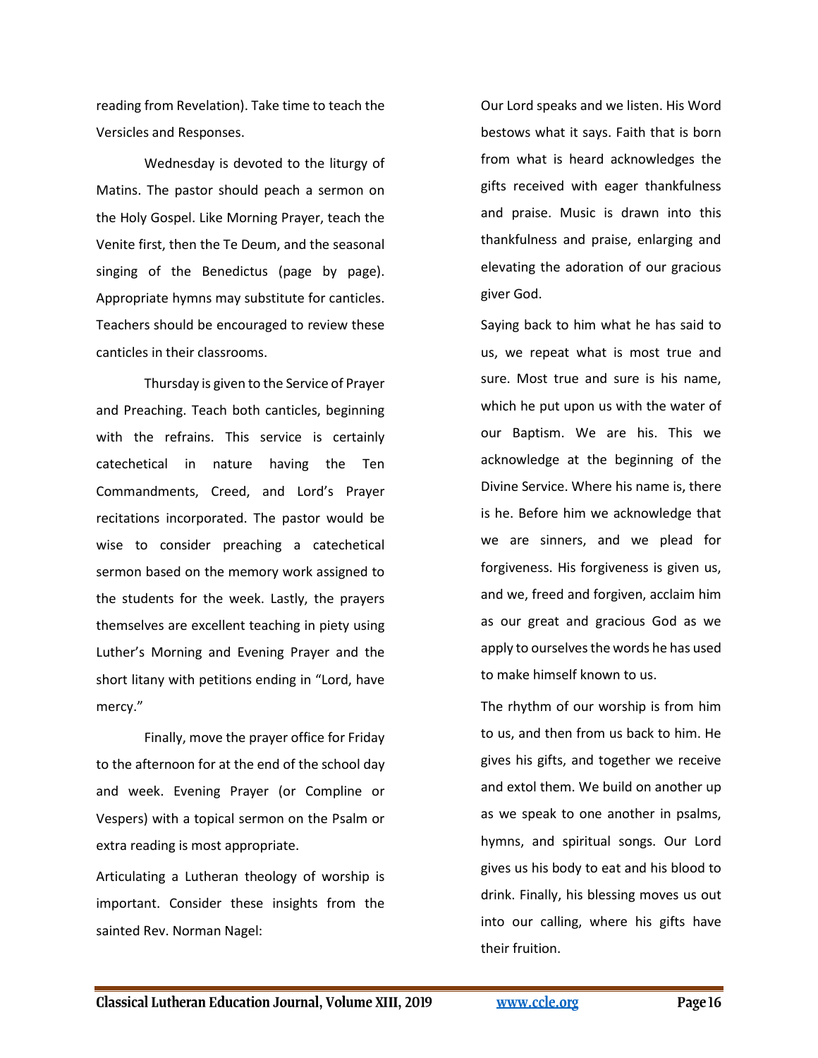reading from Revelation). Take time to teach the Versicles and Responses.

Wednesday is devoted to the liturgy of Matins. The pastor should peach a sermon on the Holy Gospel. Like Morning Prayer, teach the Venite first, then the Te Deum, and the seasonal singing of the Benedictus (page by page). Appropriate hymns may substitute for canticles. Teachers should be encouraged to review these canticles in their classrooms.

Thursday is given to the Service of Prayer and Preaching. Teach both canticles, beginning with the refrains. This service is certainly catechetical in nature having the Ten Commandments, Creed, and Lord's Prayer recitations incorporated. The pastor would be wise to consider preaching a catechetical sermon based on the memory work assigned to the students for the week. Lastly, the prayers themselves are excellent teaching in piety using Luther's Morning and Evening Prayer and the short litany with petitions ending in "Lord, have mercy."

Finally, move the prayer office for Friday to the afternoon for at the end of the school day and week. Evening Prayer (or Compline or Vespers) with a topical sermon on the Psalm or extra reading is most appropriate.

Articulating a Lutheran theology of worship is important. Consider these insights from the sainted Rev. Norman Nagel:

Our Lord speaks and we listen. His Word bestows what it says. Faith that is born from what is heard acknowledges the gifts received with eager thankfulness and praise. Music is drawn into this thankfulness and praise, enlarging and elevating the adoration of our gracious giver God.

Saying back to him what he has said to us, we repeat what is most true and sure. Most true and sure is his name, which he put upon us with the water of our Baptism. We are his. This we acknowledge at the beginning of the Divine Service. Where his name is, there is he. Before him we acknowledge that we are sinners, and we plead for forgiveness. His forgiveness is given us, and we, freed and forgiven, acclaim him as our great and gracious God as we apply to ourselves the words he has used to make himself known to us.

The rhythm of our worship is from him to us, and then from us back to him. He gives his gifts, and together we receive and extol them. We build on another up as we speak to one another in psalms, hymns, and spiritual songs. Our Lord gives us his body to eat and his blood to drink. Finally, his blessing moves us out into our calling, where his gifts have their fruition.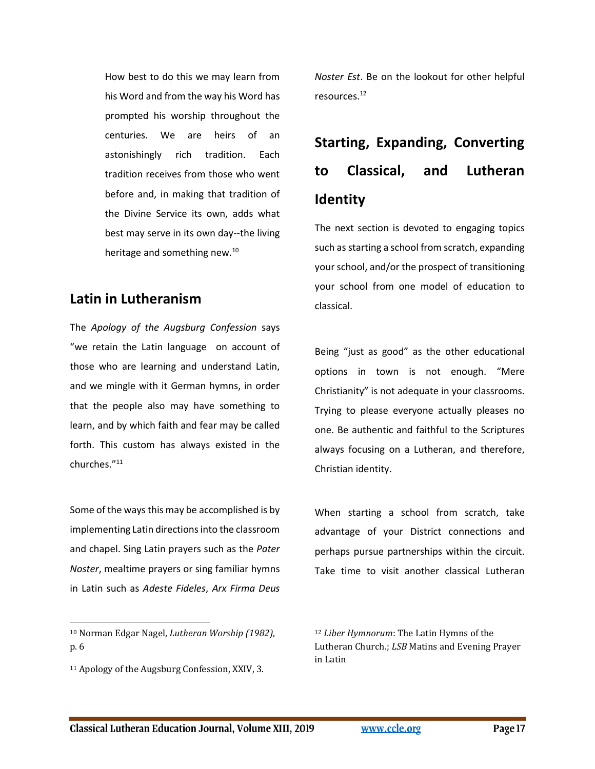How best to do this we may learn from his Word and from the way his Word has prompted his worship throughout the centuries. We are heirs of an astonishingly rich tradition. Each tradition receives from those who went before and, in making that tradition of the Divine Service its own, adds what best may serve in its own day--the living heritage and something new.[10]

## Latin in Lutheranism

The *Apology of the Augsburg Confession* says "we retain the Latin language on account of those who are learning and understand Latin, and we mingle with it German hymns, in order that the people also may have something to learn, and by which faith and fear may be called forth. This custom has always existed in the churches."[11]

Some of the ways this may be accomplished is by implementing Latin directions into the classroom and chapel. Sing Latin prayers such as the *Pater Noster*, mealtime prayers or sing familiar hymns in Latin such as *Adeste Fideles*, *Arx Firma Deus Noster Est*. Be on the lookout for other helpful resources.[12]

## Starting, Expanding, Converting to Classical, and Lutheran Identity

The next section is devoted to engaging topics such as starting a school from scratch, expanding your school, and/or the prospect of transitioning your school from one model of education to classical.

Being "just as good" as the other educational options in town is not enough. "Mere Christianity" is not adequate in your classrooms. Trying to please everyone actually pleases no one. Be authentic and faithful to the Scriptures always focusing on a Lutheran, and therefore, Christian identity.

When starting a school from scratch, take advantage of your District connections and perhaps pursue partnerships within the circuit. Take time to visit another classical Lutheran

---

[10] Norman Edgar Nagel, *Lutheran Worship (1982)*, p. 6

[11] Apology of the Augsburg Confession, XXIV, 3.

[12] *Liber Hymnorum*: The Latin Hymns of the Lutheran Church.; *LSB* Matins and Evening Prayer in Latin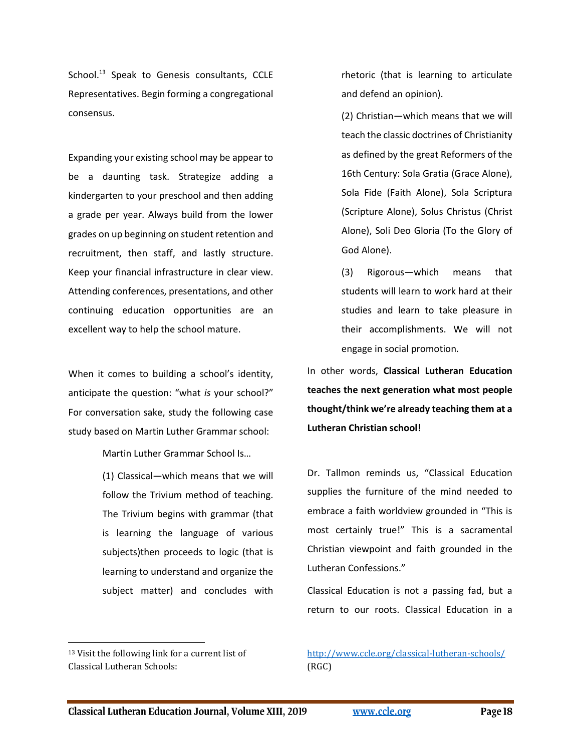School.[13] Speak to Genesis consultants, CCLE Representatives. Begin forming a congregational consensus.

Expanding your existing school may be appear to be a daunting task. Strategize adding a kindergarten to your preschool and then adding a grade per year. Always build from the lower grades on up beginning on student retention and recruitment, then staff, and lastly structure. Keep your financial infrastructure in clear view. Attending conferences, presentations, and other continuing education opportunities are an excellent way to help the school mature.

When it comes to building a school's identity, anticipate the question: "what *is* your school?" For conversation sake, study the following case study based on Martin Luther Grammar school:

> Martin Luther Grammar School Is…
>
> (1) Classical—which means that we will follow the Trivium method of teaching. The Trivium begins with grammar (that is learning the language of various subjects)then proceeds to logic (that is learning to understand and organize the subject matter) and concludes with rhetoric (that is learning to articulate and defend an opinion).
>
> (2) Christian—which means that we will teach the classic doctrines of Christianity as defined by the great Reformers of the 16th Century: Sola Gratia (Grace Alone), Sola Fide (Faith Alone), Sola Scriptura (Scripture Alone), Solus Christus (Christ Alone), Soli Deo Gloria (To the Glory of God Alone).
>
> (3) Rigorous—which means that students will learn to work hard at their studies and learn to take pleasure in their accomplishments. We will not engage in social promotion.

In other words, **Classical Lutheran Education teaches the next generation what most people thought/think we're already teaching them at a Lutheran Christian school!**

Dr. Tallmon reminds us, "Classical Education supplies the furniture of the mind needed to embrace a faith worldview grounded in "This is most certainly true!" This is a sacramental Christian viewpoint and faith grounded in the Lutheran Confessions."

Classical Education is not a passing fad, but a return to our roots. Classical Education in a

---

[13] Visit the following link for a current list of Classical Lutheran Schools: http://www.ccle.org/classical-lutheran-schools/ (RGC)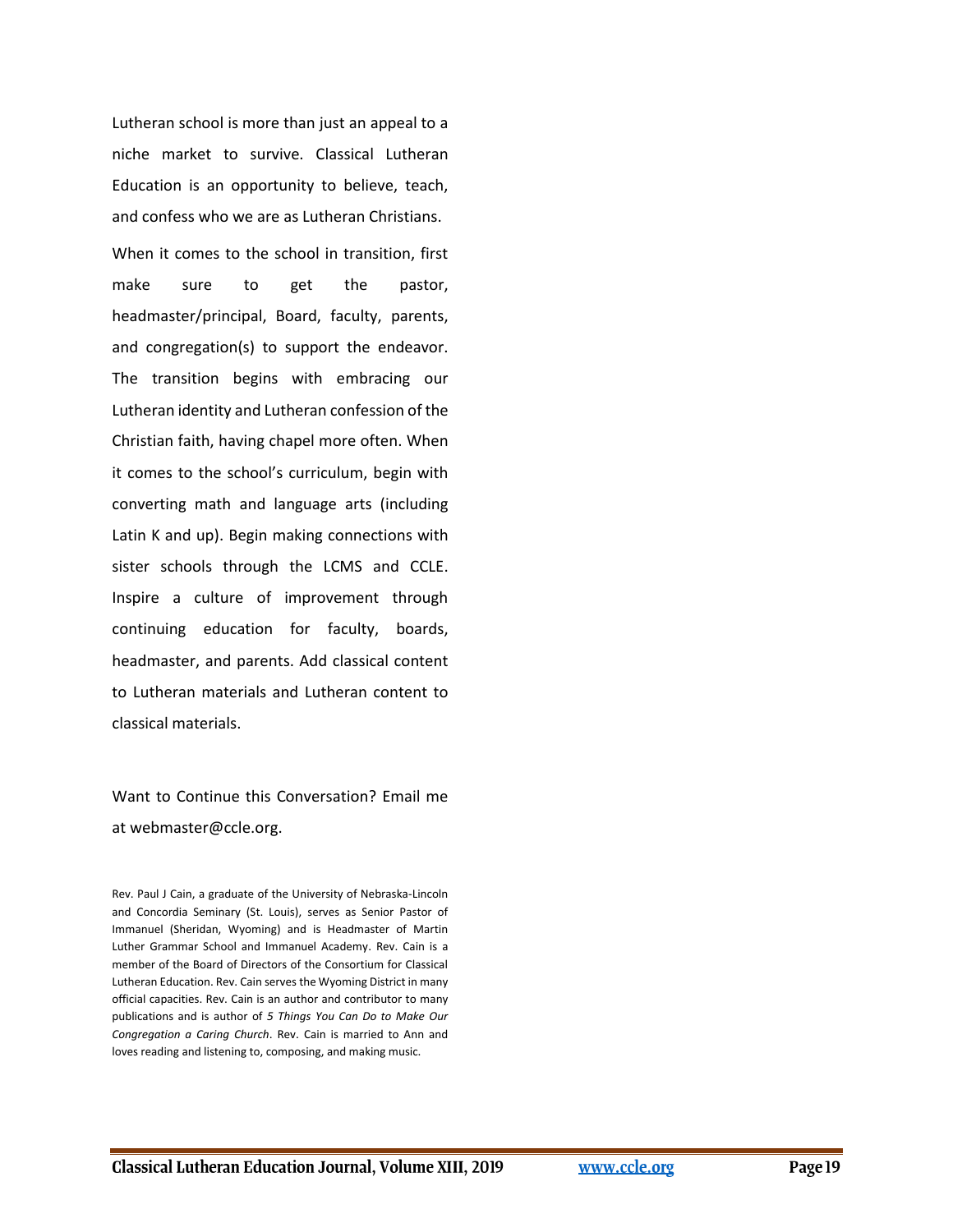Lutheran school is more than just an appeal to a niche market to survive. Classical Lutheran Education is an opportunity to believe, teach, and confess who we are as Lutheran Christians.

When it comes to the school in transition, first make sure to get the pastor, headmaster/principal, Board, faculty, parents, and congregation(s) to support the endeavor. The transition begins with embracing our Lutheran identity and Lutheran confession of the Christian faith, having chapel more often. When it comes to the school's curriculum, begin with converting math and language arts (including Latin K and up). Begin making connections with sister schools through the LCMS and CCLE. Inspire a culture of improvement through continuing education for faculty, boards, headmaster, and parents. Add classical content to Lutheran materials and Lutheran content to classical materials.

Want to Continue this Conversation? Email me at webmaster@ccle.org.

Rev. Paul J Cain, a graduate of the University of Nebraska-Lincoln and Concordia Seminary (St. Louis), serves as Senior Pastor of Immanuel (Sheridan, Wyoming) and is Headmaster of Martin Luther Grammar School and Immanuel Academy. Rev. Cain is a member of the Board of Directors of the Consortium for Classical Lutheran Education. Rev. Cain serves the Wyoming District in many official capacities. Rev. Cain is an author and contributor to many publications and is author of *5 Things You Can Do to Make Our Congregation a Caring Church*. Rev. Cain is married to Ann and loves reading and listening to, composing, and making music.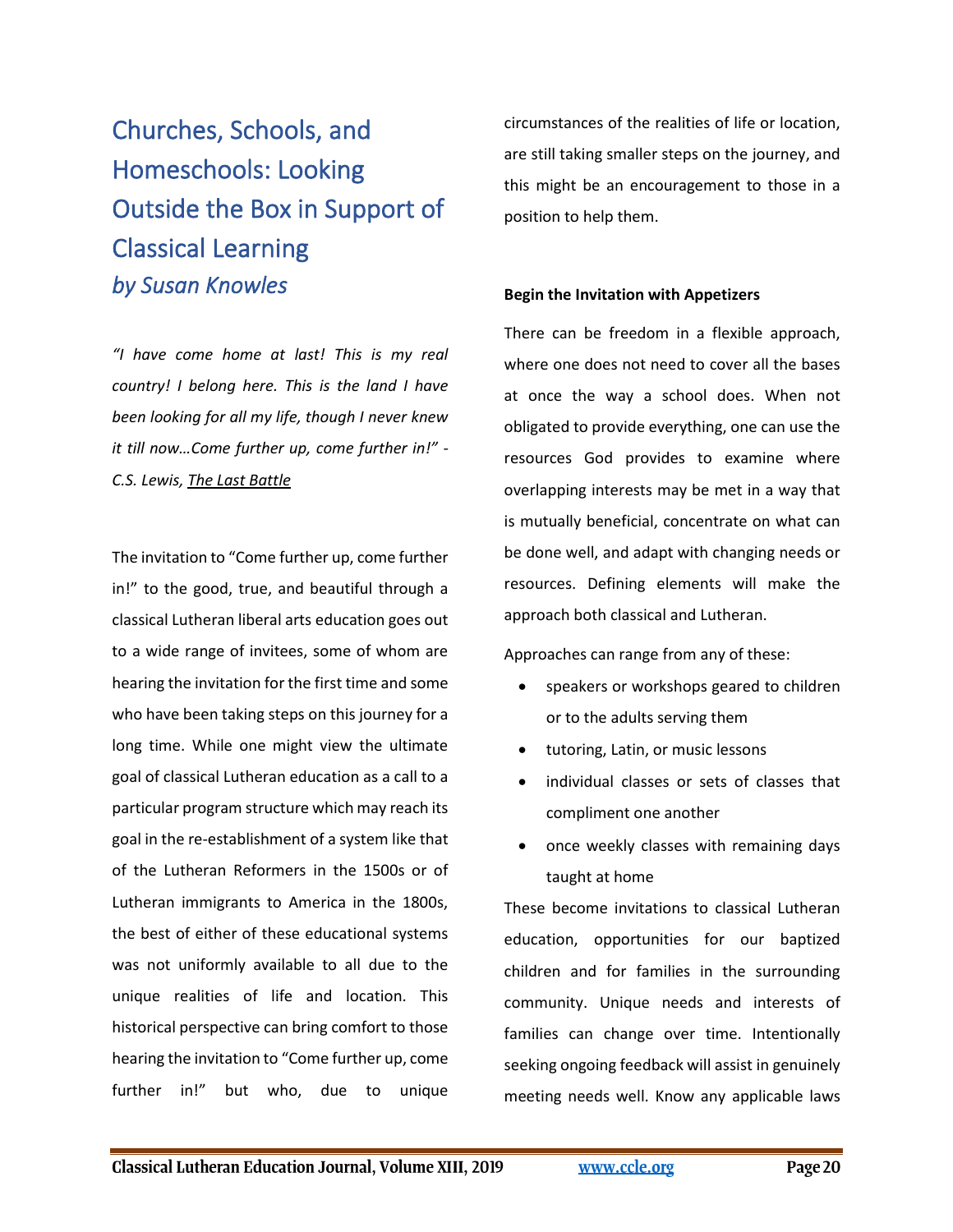# Churches, Schools, and Homeschools: Looking Outside the Box in Support of Classical Learning

*by Susan Knowles*

*"I have come home at last! This is my real country! I belong here. This is the land I have been looking for all my life, though I never knew it till now…Come further up, come further in!" - C.S. Lewis, The Last Battle*

The invitation to "Come further up, come further in!" to the good, true, and beautiful through a classical Lutheran liberal arts education goes out to a wide range of invitees, some of whom are hearing the invitation for the first time and some who have been taking steps on this journey for a long time. While one might view the ultimate goal of classical Lutheran education as a call to a particular program structure which may reach its goal in the re-establishment of a system like that of the Lutheran Reformers in the 1500s or of Lutheran immigrants to America in the 1800s, the best of either of these educational systems was not uniformly available to all due to the unique realities of life and location. This historical perspective can bring comfort to those hearing the invitation to "Come further up, come further in!" but who, due to unique circumstances of the realities of life or location, are still taking smaller steps on the journey, and this might be an encouragement to those in a position to help them.

**Begin the Invitation with Appetizers**

There can be freedom in a flexible approach, where one does not need to cover all the bases at once the way a school does. When not obligated to provide everything, one can use the resources God provides to examine where overlapping interests may be met in a way that is mutually beneficial, concentrate on what can be done well, and adapt with changing needs or resources. Defining elements will make the approach both classical and Lutheran.

Approaches can range from any of these:

- speakers or workshops geared to children or to the adults serving them
- tutoring, Latin, or music lessons
- individual classes or sets of classes that compliment one another
- once weekly classes with remaining days taught at home

These become invitations to classical Lutheran education, opportunities for our baptized children and for families in the surrounding community. Unique needs and interests of families can change over time. Intentionally seeking ongoing feedback will assist in genuinely meeting needs well. Know any applicable laws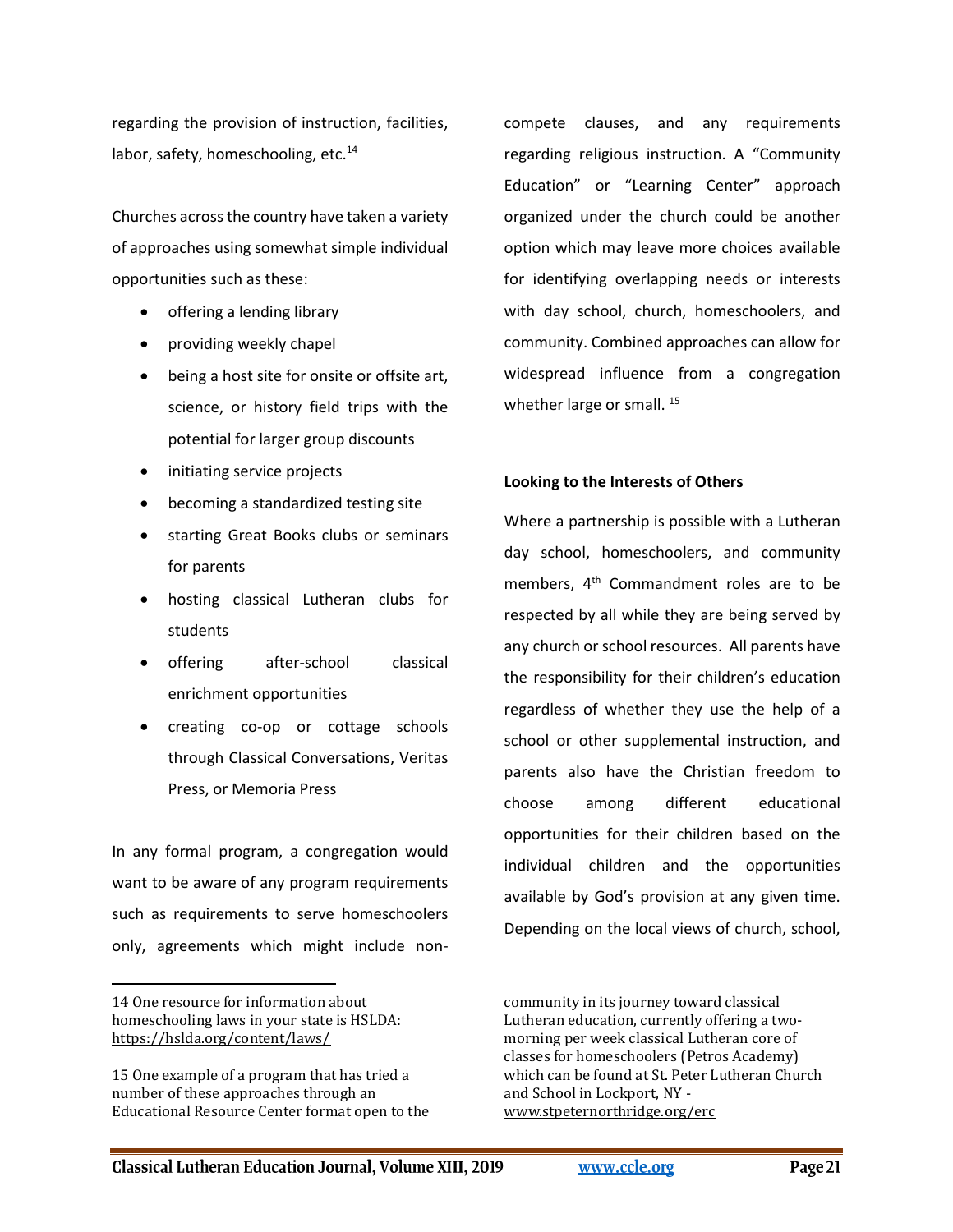regarding the provision of instruction, facilities, labor, safety, homeschooling, etc.[14]

Churches across the country have taken a variety of approaches using somewhat simple individual opportunities such as these:

- offering a lending library
- providing weekly chapel
- being a host site for onsite or offsite art, science, or history field trips with the potential for larger group discounts
- initiating service projects
- becoming a standardized testing site
- starting Great Books clubs or seminars for parents
- hosting classical Lutheran clubs for students
- offering after-school classical enrichment opportunities
- creating co-op or cottage schools through Classical Conversations, Veritas Press, or Memoria Press

In any formal program, a congregation would want to be aware of any program requirements such as requirements to serve homeschoolers only, agreements which might include non-compete clauses, and any requirements regarding religious instruction. A "Community Education" or "Learning Center" approach organized under the church could be another option which may leave more choices available for identifying overlapping needs or interests with day school, church, homeschoolers, and community. Combined approaches can allow for widespread influence from a congregation whether large or small. [15]

**Looking to the Interests of Others**

Where a partnership is possible with a Lutheran day school, homeschoolers, and community members, 4th Commandment roles are to be respected by all while they are being served by any church or school resources. All parents have the responsibility for their children's education regardless of whether they use the help of a school or other supplemental instruction, and parents also have the Christian freedom to choose among different educational opportunities for their children based on the individual children and the opportunities available by God's provision at any given time. Depending on the local views of church, school,

---

14 One resource for information about homeschooling laws in your state is HSLDA: https://hslda.org/content/laws/

15 One example of a program that has tried a number of these approaches through an Educational Resource Center format open to the community in its journey toward classical Lutheran education, currently offering a two-morning per week classical Lutheran core of classes for homeschoolers (Petros Academy) which can be found at St. Peter Lutheran Church and School in Lockport, NY - www.stpeternorthridge.org/erc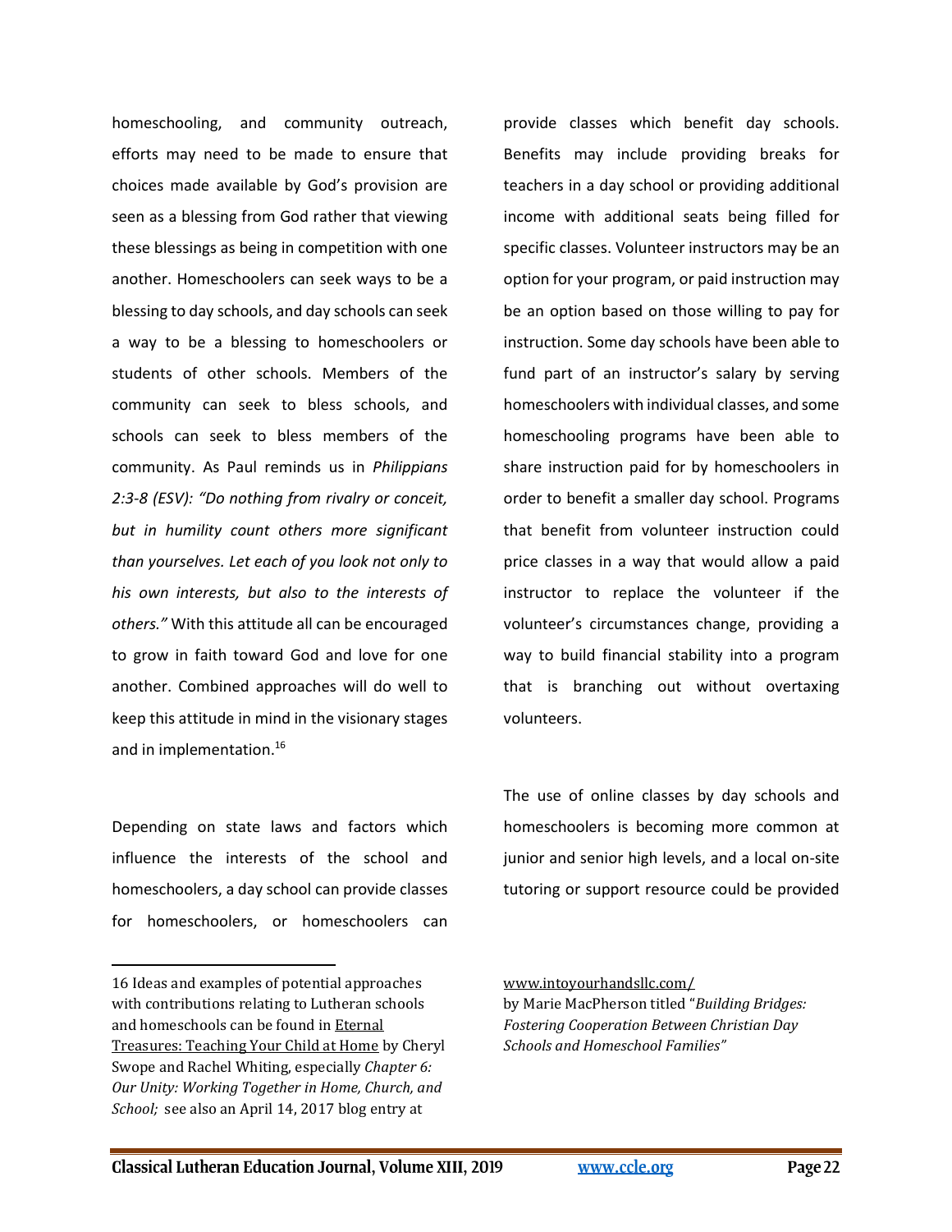homeschooling, and community outreach, efforts may need to be made to ensure that choices made available by God's provision are seen as a blessing from God rather that viewing these blessings as being in competition with one another. Homeschoolers can seek ways to be a blessing to day schools, and day schools can seek a way to be a blessing to homeschoolers or students of other schools. Members of the community can seek to bless schools, and schools can seek to bless members of the community. As Paul reminds us in *Philippians 2:3-8 (ESV): "Do nothing from rivalry or conceit, but in humility count others more significant than yourselves. Let each of you look not only to his own interests, but also to the interests of others."* With this attitude all can be encouraged to grow in faith toward God and love for one another. Combined approaches will do well to keep this attitude in mind in the visionary stages and in implementation.[16]

Depending on state laws and factors which influence the interests of the school and homeschoolers, a day school can provide classes for homeschoolers, or homeschoolers can provide classes which benefit day schools. Benefits may include providing breaks for teachers in a day school or providing additional income with additional seats being filled for specific classes. Volunteer instructors may be an option for your program, or paid instruction may be an option based on those willing to pay for instruction. Some day schools have been able to fund part of an instructor's salary by serving homeschoolers with individual classes, and some homeschooling programs have been able to share instruction paid for by homeschoolers in order to benefit a smaller day school. Programs that benefit from volunteer instruction could price classes in a way that would allow a paid instructor to replace the volunteer if the volunteer's circumstances change, providing a way to build financial stability into a program that is branching out without overtaxing volunteers.

The use of online classes by day schools and homeschoolers is becoming more common at junior and senior high levels, and a local on-site tutoring or support resource could be provided

---

16 Ideas and examples of potential approaches with contributions relating to Lutheran schools and homeschools can be found in Eternal Treasures: Teaching Your Child at Home by Cheryl Swope and Rachel Whiting, especially *Chapter 6: Our Unity: Working Together in Home, Church, and School;* see also an April 14, 2017 blog entry at www.intoyourhandsllc.com/ by Marie MacPherson titled "*Building Bridges: Fostering Cooperation Between Christian Day Schools and Homeschool Families"*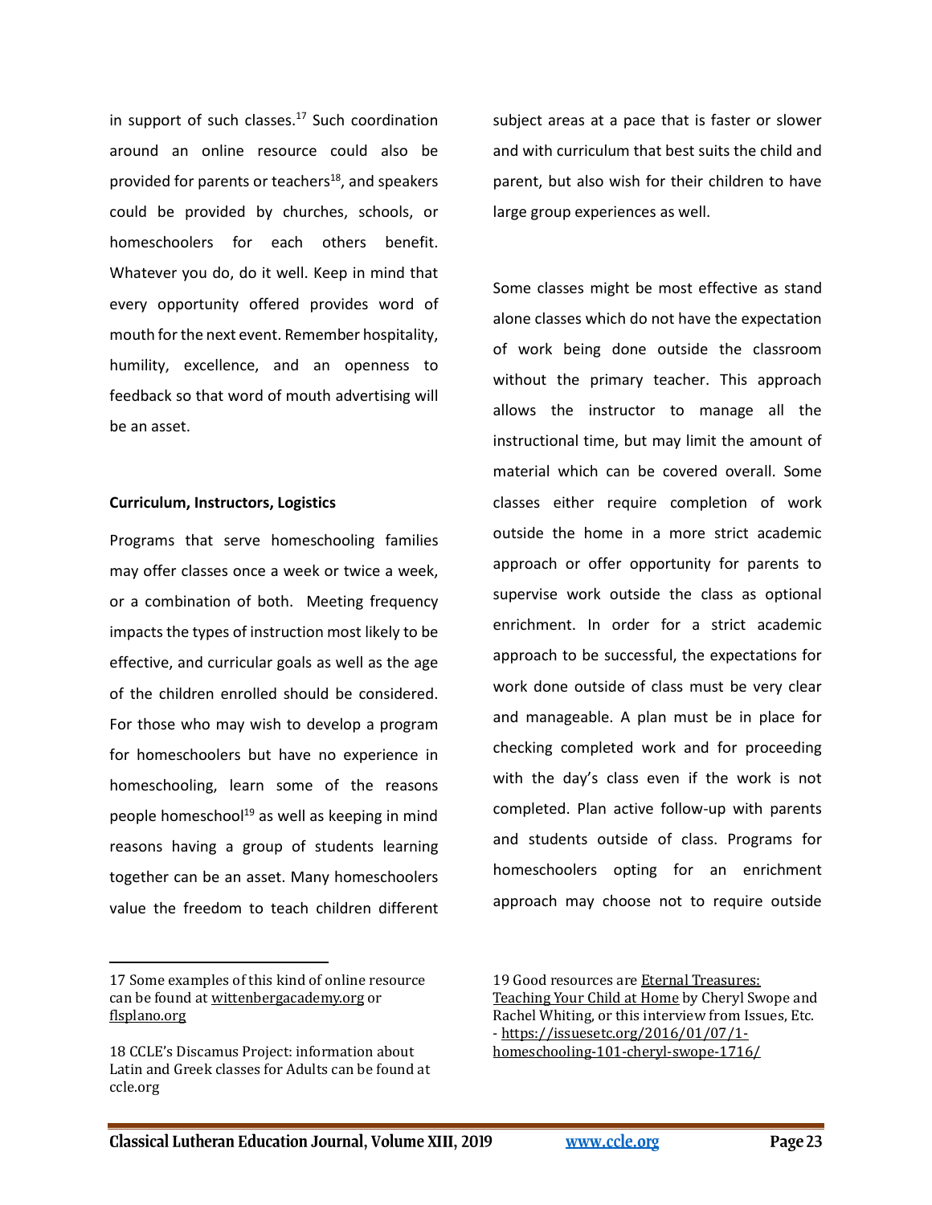in support of such classes.[17] Such coordination around an online resource could also be provided for parents or teachers[18], and speakers could be provided by churches, schools, or homeschoolers for each others benefit. Whatever you do, do it well. Keep in mind that every opportunity offered provides word of mouth for the next event. Remember hospitality, humility, excellence, and an openness to feedback so that word of mouth advertising will be an asset.

**Curriculum, Instructors, Logistics**

Programs that serve homeschooling families may offer classes once a week or twice a week, or a combination of both. Meeting frequency impacts the types of instruction most likely to be effective, and curricular goals as well as the age of the children enrolled should be considered. For those who may wish to develop a program for homeschoolers but have no experience in homeschooling, learn some of the reasons people homeschool[19] as well as keeping in mind reasons having a group of students learning together can be an asset. Many homeschoolers value the freedom to teach children different subject areas at a pace that is faster or slower and with curriculum that best suits the child and parent, but also wish for their children to have large group experiences as well.

Some classes might be most effective as stand alone classes which do not have the expectation of work being done outside the classroom without the primary teacher. This approach allows the instructor to manage all the instructional time, but may limit the amount of material which can be covered overall. Some classes either require completion of work outside the home in a more strict academic approach or offer opportunity for parents to supervise work outside the class as optional enrichment. In order for a strict academic approach to be successful, the expectations for work done outside of class must be very clear and manageable. A plan must be in place for checking completed work and for proceeding with the day's class even if the work is not completed. Plan active follow-up with parents and students outside of class. Programs for homeschoolers opting for an enrichment approach may choose not to require outside

---

17 Some examples of this kind of online resource can be found at wittenbergacademy.org or flsplano.org

18 CCLE's Discamus Project: information about Latin and Greek classes for Adults can be found at ccle.org

19 Good resources are Eternal Treasures: Teaching Your Child at Home by Cheryl Swope and Rachel Whiting, or this interview from Issues, Etc. - https://issuesetc.org/2016/01/07/1-homeschooling-101-cheryl-swope-1716/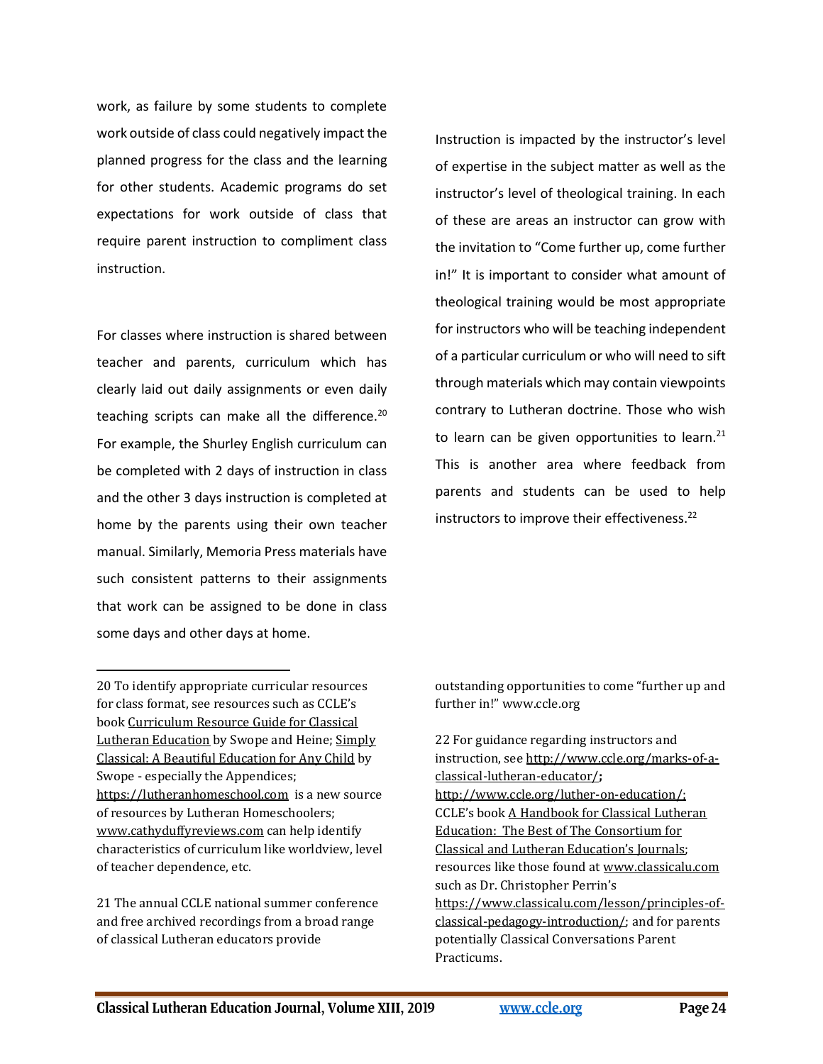work, as failure by some students to complete work outside of class could negatively impact the planned progress for the class and the learning for other students. Academic programs do set expectations for work outside of class that require parent instruction to compliment class instruction.

For classes where instruction is shared between teacher and parents, curriculum which has clearly laid out daily assignments or even daily teaching scripts can make all the difference.[20] For example, the Shurley English curriculum can be completed with 2 days of instruction in class and the other 3 days instruction is completed at home by the parents using their own teacher manual. Similarly, Memoria Press materials have such consistent patterns to their assignments that work can be assigned to be done in class some days and other days at home.

Instruction is impacted by the instructor's level of expertise in the subject matter as well as the instructor's level of theological training. In each of these are areas an instructor can grow with the invitation to "Come further up, come further in!" It is important to consider what amount of theological training would be most appropriate for instructors who will be teaching independent of a particular curriculum or who will need to sift through materials which may contain viewpoints contrary to Lutheran doctrine. Those who wish to learn can be given opportunities to learn.[21] This is another area where feedback from parents and students can be used to help instructors to improve their effectiveness.[22]

---

20 To identify appropriate curricular resources for class format, see resources such as CCLE's book Curriculum Resource Guide for Classical Lutheran Education by Swope and Heine; Simply Classical: A Beautiful Education for Any Child by Swope - especially the Appendices; https://lutheranhomeschool.com is a new source of resources by Lutheran Homeschoolers; www.cathyduffyreviews.com can help identify characteristics of curriculum like worldview, level of teacher dependence, etc.

21 The annual CCLE national summer conference and free archived recordings from a broad range of classical Lutheran educators provide outstanding opportunities to come "further up and further in!" www.ccle.org

22 For guidance regarding instructors and instruction, see http://www.ccle.org/marks-of-a-classical-lutheran-educator/; http://www.ccle.org/luther-on-education/; CCLE's book A Handbook for Classical Lutheran Education: The Best of The Consortium for Classical and Lutheran Education's Journals; resources like those found at www.classicalu.com such as Dr. Christopher Perrin's https://www.classicalu.com/lesson/principles-of-classical-pedagogy-introduction/; and for parents potentially Classical Conversations Parent Practicums.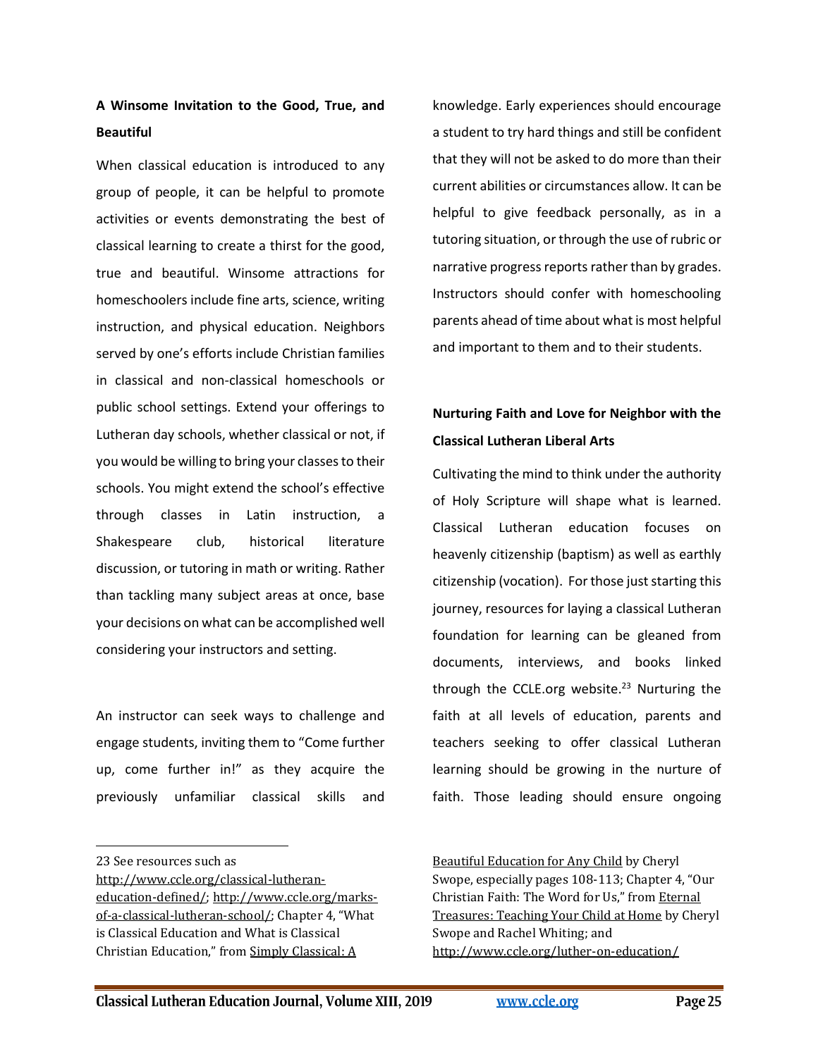**A Winsome Invitation to the Good, True, and Beautiful**

When classical education is introduced to any group of people, it can be helpful to promote activities or events demonstrating the best of classical learning to create a thirst for the good, true and beautiful. Winsome attractions for homeschoolers include fine arts, science, writing instruction, and physical education. Neighbors served by one's efforts include Christian families in classical and non-classical homeschools or public school settings. Extend your offerings to Lutheran day schools, whether classical or not, if you would be willing to bring your classes to their schools. You might extend the school's effective through classes in Latin instruction, a Shakespeare club, historical literature discussion, or tutoring in math or writing. Rather than tackling many subject areas at once, base your decisions on what can be accomplished well considering your instructors and setting.

An instructor can seek ways to challenge and engage students, inviting them to "Come further up, come further in!" as they acquire the previously unfamiliar classical skills and knowledge. Early experiences should encourage a student to try hard things and still be confident that they will not be asked to do more than their current abilities or circumstances allow. It can be helpful to give feedback personally, as in a tutoring situation, or through the use of rubric or narrative progress reports rather than by grades. Instructors should confer with homeschooling parents ahead of time about what is most helpful and important to them and to their students.

**Nurturing Faith and Love for Neighbor with the Classical Lutheran Liberal Arts**

Cultivating the mind to think under the authority of Holy Scripture will shape what is learned. Classical Lutheran education focuses on heavenly citizenship (baptism) as well as earthly citizenship (vocation). For those just starting this journey, resources for laying a classical Lutheran foundation for learning can be gleaned from documents, interviews, and books linked through the CCLE.org website.[23] Nurturing the faith at all levels of education, parents and teachers seeking to offer classical Lutheran learning should be growing in the nurture of faith. Those leading should ensure ongoing

---

23 See resources such as http://www.ccle.org/classical-lutheran-education-defined/; http://www.ccle.org/marks-of-a-classical-lutheran-school/; Chapter 4, "What is Classical Education and What is Classical Christian Education," from Simply Classical: A Beautiful Education for Any Child by Cheryl Swope, especially pages 108-113; Chapter 4, "Our Christian Faith: The Word for Us," from Eternal Treasures: Teaching Your Child at Home by Cheryl Swope and Rachel Whiting; and http://www.ccle.org/luther-on-education/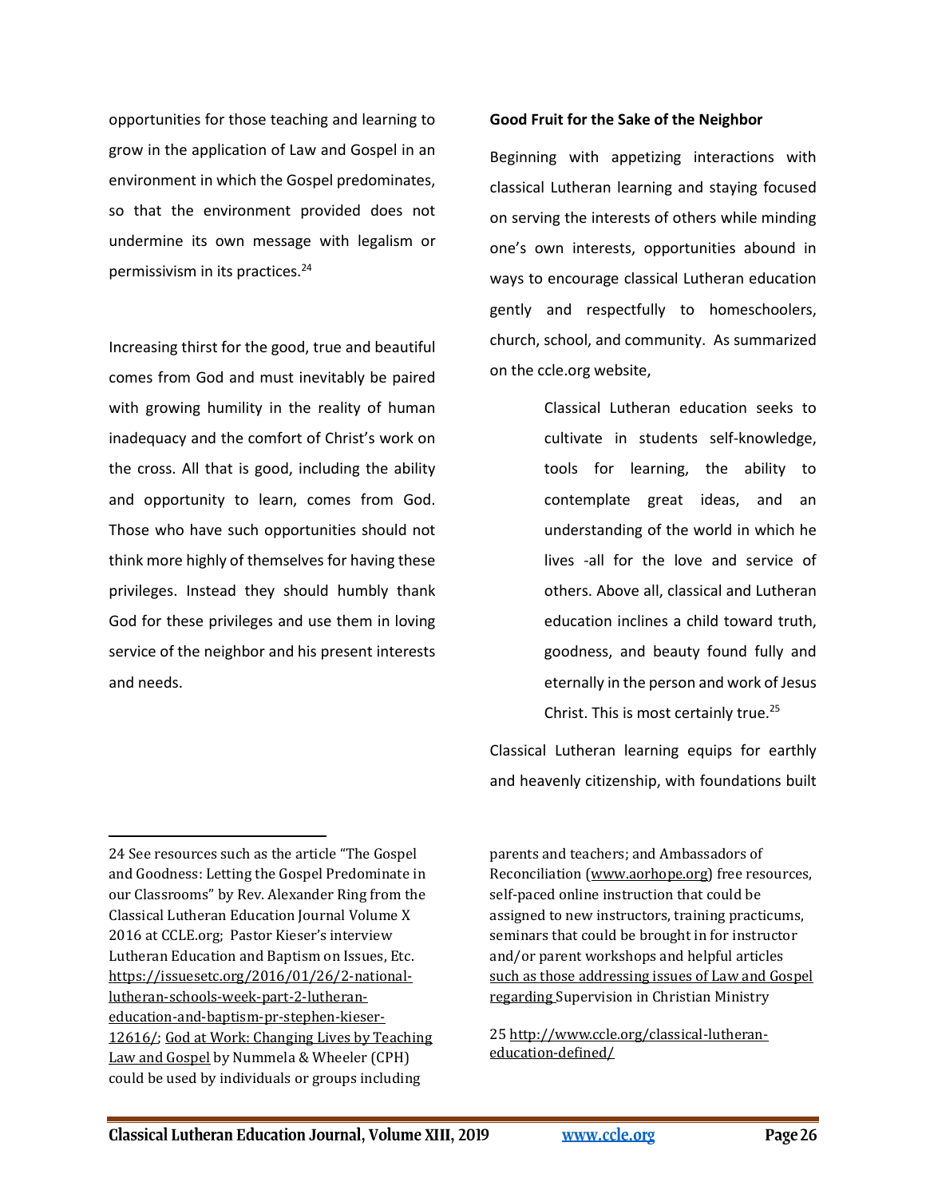opportunities for those teaching and learning to grow in the application of Law and Gospel in an environment in which the Gospel predominates, so that the environment provided does not undermine its own message with legalism or permissivism in its practices.[24]

Increasing thirst for the good, true and beautiful comes from God and must inevitably be paired with growing humility in the reality of human inadequacy and the comfort of Christ's work on the cross. All that is good, including the ability and opportunity to learn, comes from God. Those who have such opportunities should not think more highly of themselves for having these privileges. Instead they should humbly thank God for these privileges and use them in loving service of the neighbor and his present interests and needs.

**Good Fruit for the Sake of the Neighbor**

Beginning with appetizing interactions with classical Lutheran learning and staying focused on serving the interests of others while minding one's own interests, opportunities abound in ways to encourage classical Lutheran education gently and respectfully to homeschoolers, church, school, and community. As summarized on the ccle.org website,

> Classical Lutheran education seeks to cultivate in students self-knowledge, tools for learning, the ability to contemplate great ideas, and an understanding of the world in which he lives -all for the love and service of others. Above all, classical and Lutheran education inclines a child toward truth, goodness, and beauty found fully and eternally in the person and work of Jesus Christ. This is most certainly true.[25]

Classical Lutheran learning equips for earthly and heavenly citizenship, with foundations built

---

24 See resources such as the article "The Gospel and Goodness: Letting the Gospel Predominate in our Classrooms" by Rev. Alexander Ring from the Classical Lutheran Education Journal Volume X 2016 at CCLE.org; Pastor Kieser's interview Lutheran Education and Baptism on Issues, Etc. https://issuesetc.org/2016/01/26/2-national-lutheran-schools-week-part-2-lutheran-education-and-baptism-pr-stephen-kieser-12616/; God at Work: Changing Lives by Teaching Law and Gospel by Nummela & Wheeler (CPH) could be used by individuals or groups including parents and teachers; and Ambassadors of Reconciliation (www.aorhope.org) free resources, self-paced online instruction that could be assigned to new instructors, training practicums, seminars that could be brought in for instructor and/or parent workshops and helpful articles such as those addressing issues of Law and Gospel regarding Supervision in Christian Ministry

25 http://www.ccle.org/classical-lutheran-education-defined/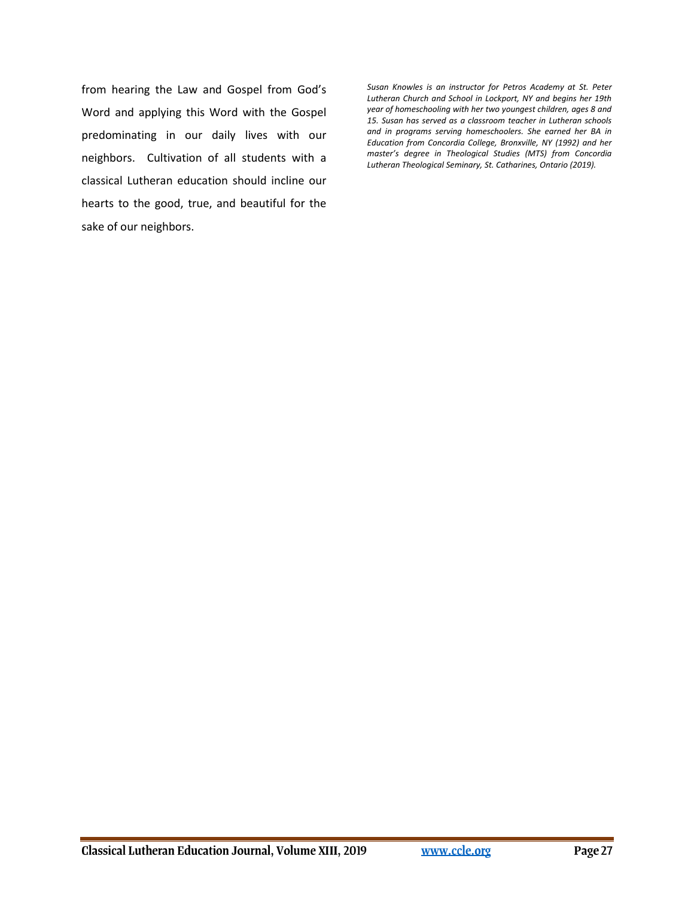from hearing the Law and Gospel from God's Word and applying this Word with the Gospel predominating in our daily lives with our neighbors. Cultivation of all students with a classical Lutheran education should incline our hearts to the good, true, and beautiful for the sake of our neighbors.

*Susan Knowles is an instructor for Petros Academy at St. Peter Lutheran Church and School in Lockport, NY and begins her 19th year of homeschooling with her two youngest children, ages 8 and 15. Susan has served as a classroom teacher in Lutheran schools and in programs serving homeschoolers. She earned her BA in Education from Concordia College, Bronxville, NY (1992) and her master's degree in Theological Studies (MTS) from Concordia Lutheran Theological Seminary, St. Catharines, Ontario (2019).*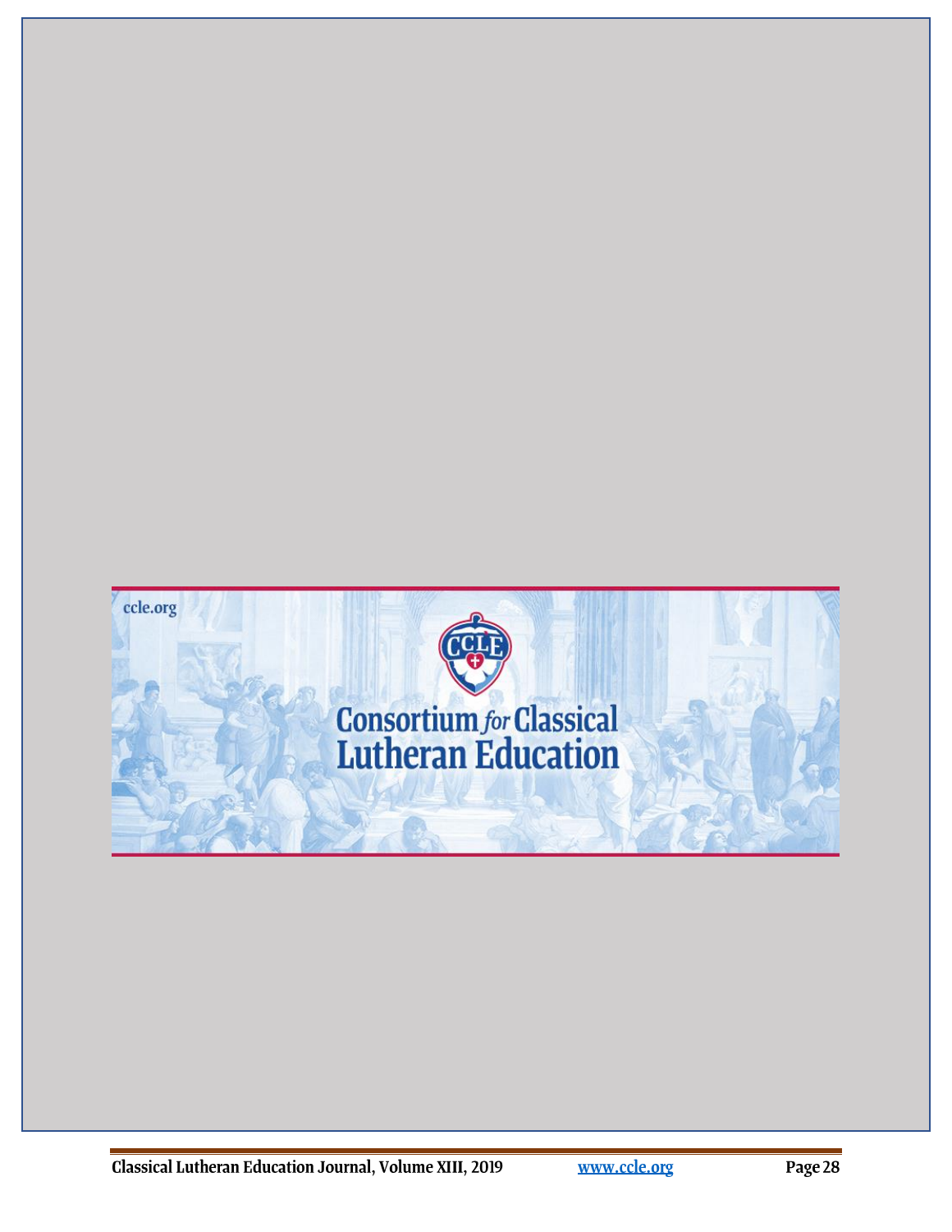ccle.org

Consortium *for* Classical Lutheran Education